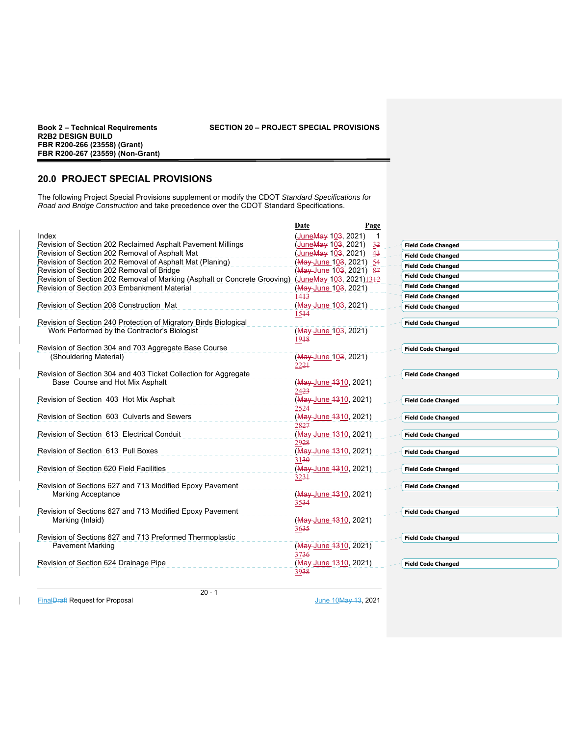## 20.0 PROJECT SPECIAL PROVISIONS

The following Project Special Provisions supplement or modify the CDOT *Standard Specifications for Road and Bridge Construction* and take precedence over the CDOT Standard Specifications.

| | Date | Page |
|---|---|---|
| Index | (June~~May~~ 10~~3~~, 2021) | 1 |
| Revision of Section 202 Reclaimed Asphalt Pavement Millings | (June~~May~~ 10~~3~~, 2021) | 3~~2~~ |
| Revision of Section 202 Removal of Asphalt Mat | (June~~May~~ 10~~3~~, 2021) | 4~~3~~ |
| Revision of Section 202 Removal of Asphalt Mat (Planing) | (~~May~~ June 10~~3~~, 2021) | 5~~4~~ |
| Revision of Section 202 Removal of Bridge | (~~May~~ June 10~~3~~, 2021) | 8~~7~~ |
| Revision of Section 202 Removal of Marking (Asphalt or Concrete Grooving) | (June~~May~~ 10~~3~~, 2021) | 13~~12~~ |
| Revision of Section 203 Embankment Material | (~~May~~ June 10~~3~~, 2021) | 14~~13~~ |
| Revision of Section 208 Construction Mat | (~~May~~ June 10~~3~~, 2021) | 15~~14~~ |
| Revision of Section 240 Protection of Migratory Birds Biological Work Performed by the Contractor's Biologist | (~~May~~ June 10~~3~~, 2021) | 19~~18~~ |
| Revision of Section 304 and 703 Aggregate Base Course (Shouldering Material) | (~~May~~ June 10~~3~~, 2021) | 22~~21~~ |
| Revision of Section 304 and 403 Ticket Collection for Aggregate Base Course and Hot Mix Asphalt | (~~May~~ June ~~13~~10, 2021) | 24~~23~~ |
| Revision of Section 403 Hot Mix Asphalt | (~~May~~ June ~~13~~10, 2021) | 25~~24~~ |
| Revision of Section 603 Culverts and Sewers | (~~May~~ June ~~13~~10, 2021) | 28~~27~~ |
| Revision of Section 613 Electrical Conduit | (~~May~~ June ~~13~~10, 2021) | 29~~28~~ |
| Revision of Section 613 Pull Boxes | (~~May~~ June ~~13~~10, 2021) | 31~~30~~ |
| Revision of Section 620 Field Facilities | (~~May~~ June ~~13~~10, 2021) | 32~~31~~ |
| Revision of Sections 627 and 713 Modified Epoxy Pavement Marking Acceptance | (~~May~~ June ~~13~~10, 2021) | 35~~34~~ |
| Revision of Sections 627 and 713 Modified Epoxy Pavement Marking (Inlaid) | (~~May~~ June ~~13~~10, 2021) | 36~~35~~ |
| Revision of Sections 627 and 713 Preformed Thermoplastic Pavement Marking | (~~May~~ June ~~13~~10, 2021) | 37~~36~~ |
| Revision of Section 624 Drainage Pipe | (~~May~~ June ~~13~~10, 2021) | 39~~38~~ |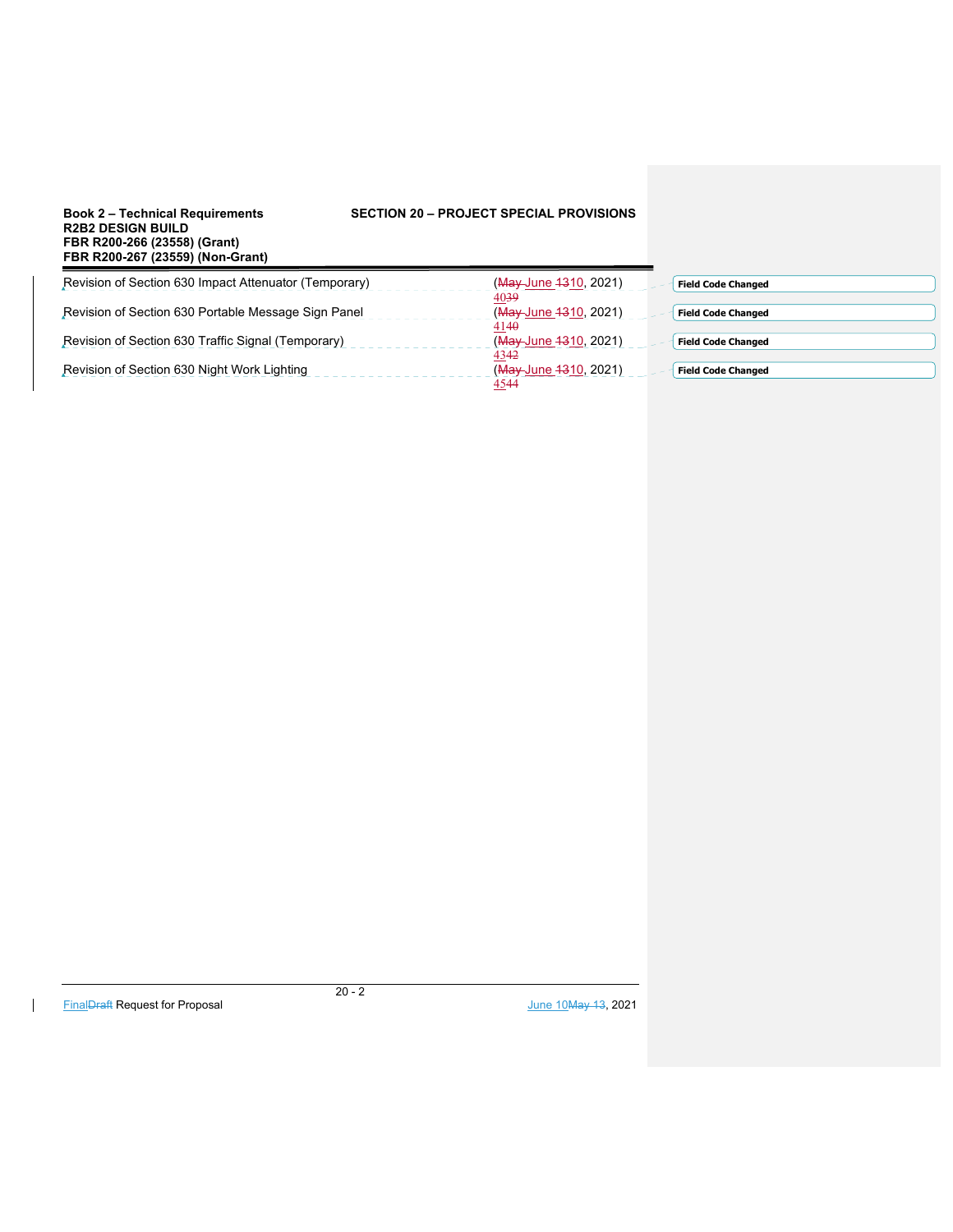| | |
|---|---|
| Revision of Section 630 Impact Attenuator (Temporary) | (June 10, 2021) 40 |
| Revision of Section 630 Portable Message Sign Panel | (June 10, 2021) 41 |
| Revision of Section 630 Traffic Signal (Temporary) | (June 10, 2021) 43 |
| Revision of Section 630 Night Work Lighting | (June 10, 2021) 45 |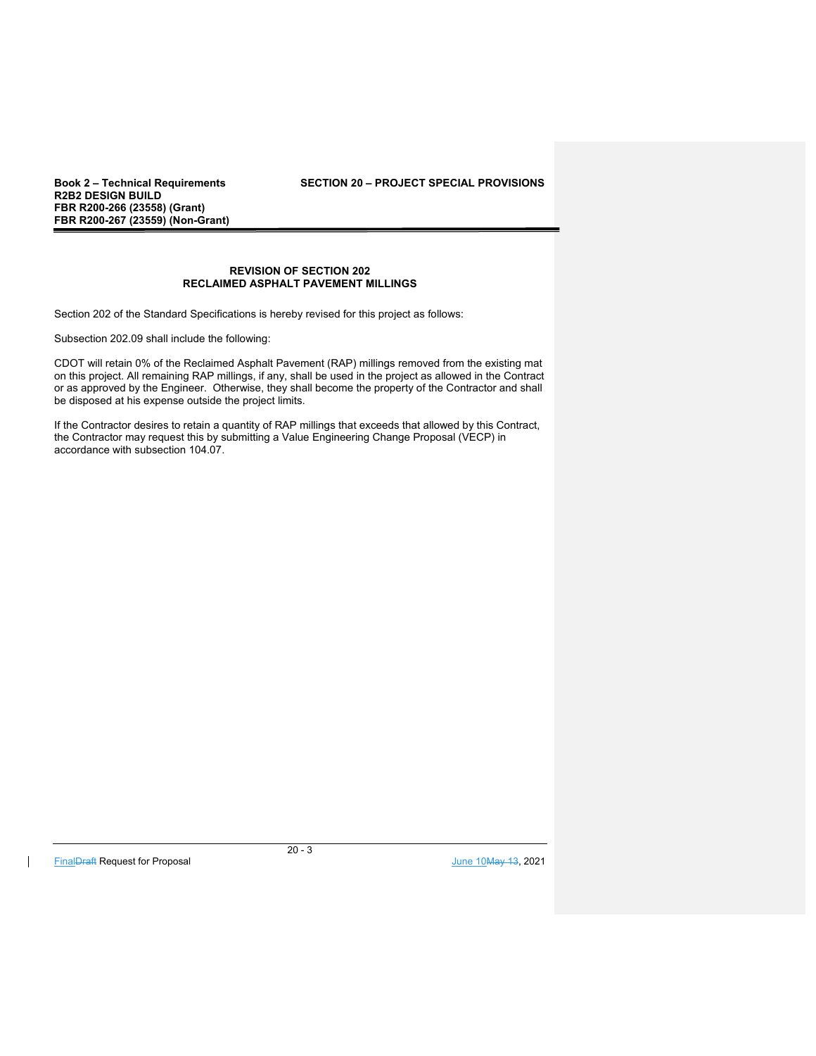## REVISION OF SECTION 202
## RECLAIMED ASPHALT PAVEMENT MILLINGS

Section 202 of the Standard Specifications is hereby revised for this project as follows:

Subsection 202.09 shall include the following:

CDOT will retain 0% of the Reclaimed Asphalt Pavement (RAP) millings removed from the existing mat on this project. All remaining RAP millings, if any, shall be used in the project as allowed in the Contract or as approved by the Engineer. Otherwise, they shall become the property of the Contractor and shall be disposed at his expense outside the project limits.

If the Contractor desires to retain a quantity of RAP millings that exceeds that allowed by this Contract, the Contractor may request this by submitting a Value Engineering Change Proposal (VECP) in accordance with subsection 104.07.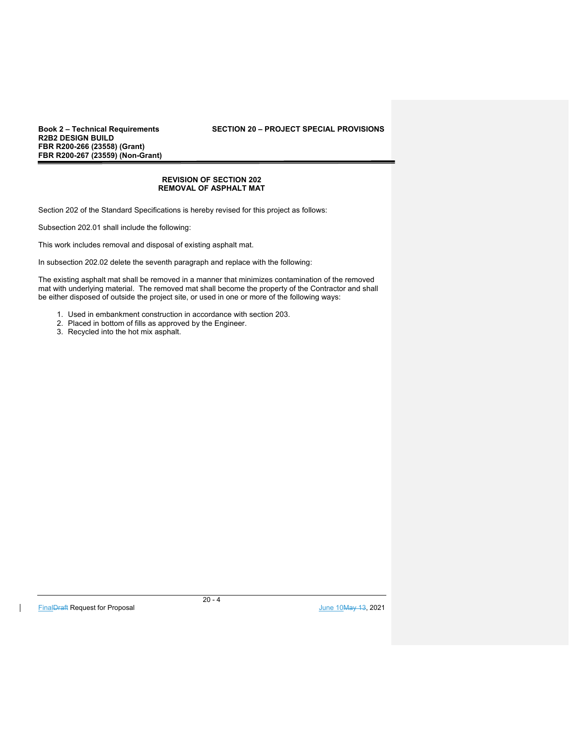## REVISION OF SECTION 202
## REMOVAL OF ASPHALT MAT

Section 202 of the Standard Specifications is hereby revised for this project as follows:

Subsection 202.01 shall include the following:

This work includes removal and disposal of existing asphalt mat.

In subsection 202.02 delete the seventh paragraph and replace with the following:

The existing asphalt mat shall be removed in a manner that minimizes contamination of the removed mat with underlying material. The removed mat shall become the property of the Contractor and shall be either disposed of outside the project site, or used in one or more of the following ways:

1. Used in embankment construction in accordance with section 203.
2. Placed in bottom of fills as approved by the Engineer.
3. Recycled into the hot mix asphalt.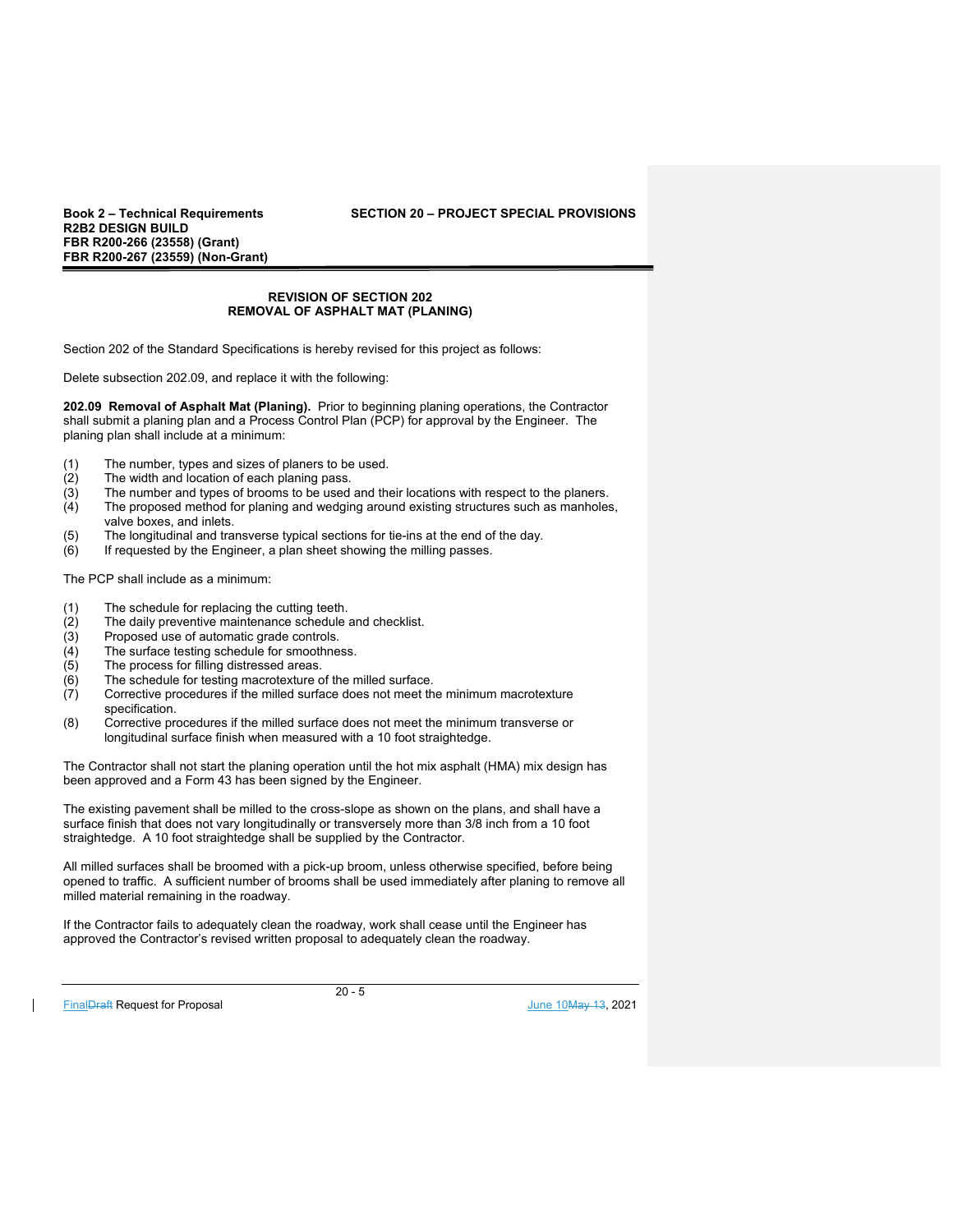## REVISION OF SECTION 202
## REMOVAL OF ASPHALT MAT (PLANING)

Section 202 of the Standard Specifications is hereby revised for this project as follows:

Delete subsection 202.09, and replace it with the following:

**202.09 Removal of Asphalt Mat (Planing).** Prior to beginning planing operations, the Contractor shall submit a planing plan and a Process Control Plan (PCP) for approval by the Engineer. The planing plan shall include at a minimum:

(1) The number, types and sizes of planers to be used.
(2) The width and location of each planing pass.
(3) The number and types of brooms to be used and their locations with respect to the planers.
(4) The proposed method for planing and wedging around existing structures such as manholes, valve boxes, and inlets.
(5) The longitudinal and transverse typical sections for tie-ins at the end of the day.
(6) If requested by the Engineer, a plan sheet showing the milling passes.

The PCP shall include as a minimum:

(1) The schedule for replacing the cutting teeth.
(2) The daily preventive maintenance schedule and checklist.
(3) Proposed use of automatic grade controls.
(4) The surface testing schedule for smoothness.
(5) The process for filling distressed areas.
(6) The schedule for testing macrotexture of the milled surface.
(7) Corrective procedures if the milled surface does not meet the minimum macrotexture specification.
(8) Corrective procedures if the milled surface does not meet the minimum transverse or longitudinal surface finish when measured with a 10 foot straightedge.

The Contractor shall not start the planing operation until the hot mix asphalt (HMA) mix design has been approved and a Form 43 has been signed by the Engineer.

The existing pavement shall be milled to the cross-slope as shown on the plans, and shall have a surface finish that does not vary longitudinally or transversely more than 3/8 inch from a 10 foot straightedge. A 10 foot straightedge shall be supplied by the Contractor.

All milled surfaces shall be broomed with a pick-up broom, unless otherwise specified, before being opened to traffic. A sufficient number of brooms shall be used immediately after planing to remove all milled material remaining in the roadway.

If the Contractor fails to adequately clean the roadway, work shall cease until the Engineer has approved the Contractor's revised written proposal to adequately clean the roadway.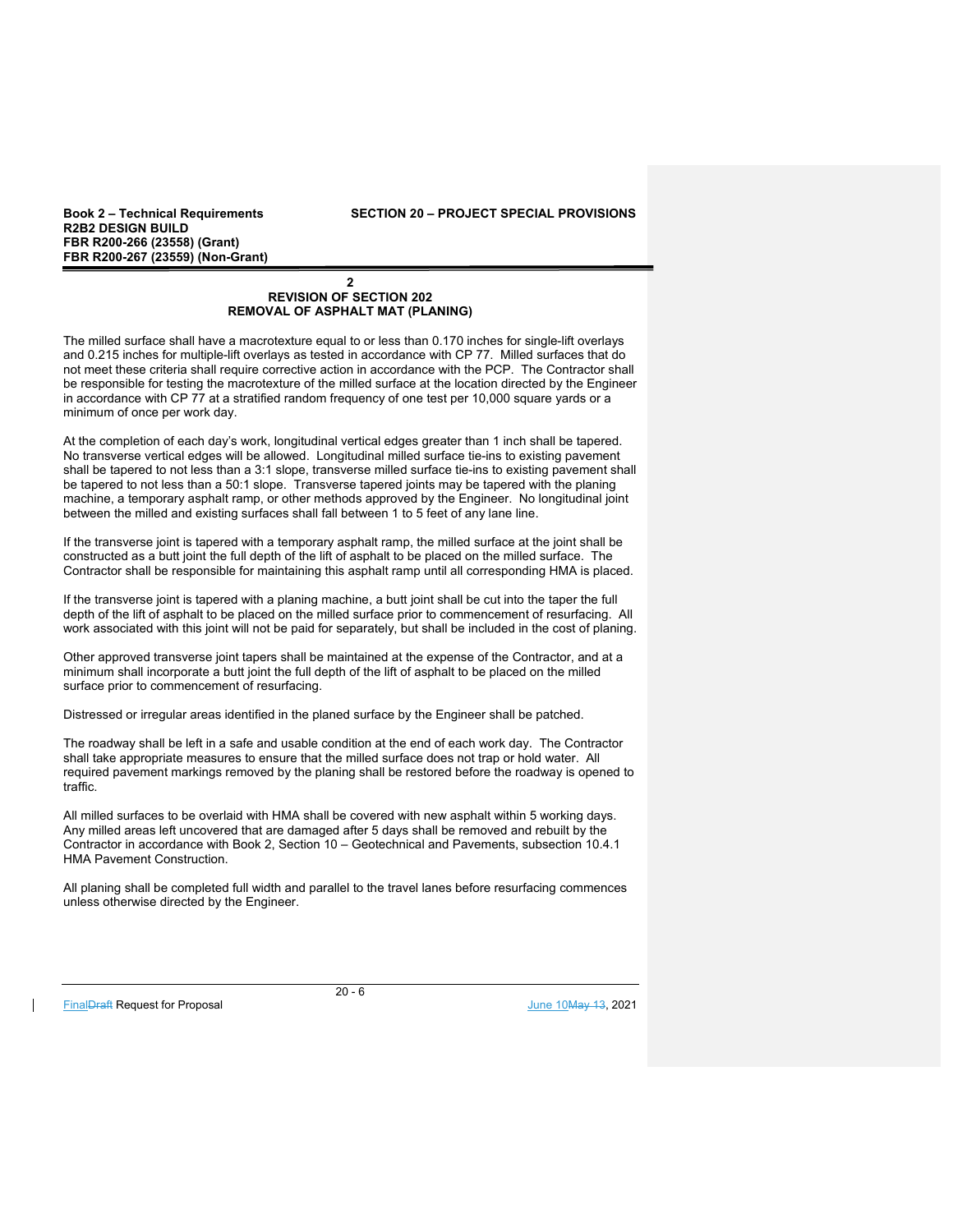## 2
## REVISION OF SECTION 202
## REMOVAL OF ASPHALT MAT (PLANING)

The milled surface shall have a macrotexture equal to or less than 0.170 inches for single-lift overlays and 0.215 inches for multiple-lift overlays as tested in accordance with CP 77. Milled surfaces that do not meet these criteria shall require corrective action in accordance with the PCP. The Contractor shall be responsible for testing the macrotexture of the milled surface at the location directed by the Engineer in accordance with CP 77 at a stratified random frequency of one test per 10,000 square yards or a minimum of once per work day.

At the completion of each day's work, longitudinal vertical edges greater than 1 inch shall be tapered. No transverse vertical edges will be allowed. Longitudinal milled surface tie-ins to existing pavement shall be tapered to not less than a 3:1 slope, transverse milled surface tie-ins to existing pavement shall be tapered to not less than a 50:1 slope. Transverse tapered joints may be tapered with the planing machine, a temporary asphalt ramp, or other methods approved by the Engineer. No longitudinal joint between the milled and existing surfaces shall fall between 1 to 5 feet of any lane line.

If the transverse joint is tapered with a temporary asphalt ramp, the milled surface at the joint shall be constructed as a butt joint the full depth of the lift of asphalt to be placed on the milled surface. The Contractor shall be responsible for maintaining this asphalt ramp until all corresponding HMA is placed.

If the transverse joint is tapered with a planing machine, a butt joint shall be cut into the taper the full depth of the lift of asphalt to be placed on the milled surface prior to commencement of resurfacing. All work associated with this joint will not be paid for separately, but shall be included in the cost of planing.

Other approved transverse joint tapers shall be maintained at the expense of the Contractor, and at a minimum shall incorporate a butt joint the full depth of the lift of asphalt to be placed on the milled surface prior to commencement of resurfacing.

Distressed or irregular areas identified in the planed surface by the Engineer shall be patched.

The roadway shall be left in a safe and usable condition at the end of each work day. The Contractor shall take appropriate measures to ensure that the milled surface does not trap or hold water. All required pavement markings removed by the planing shall be restored before the roadway is opened to traffic.

All milled surfaces to be overlaid with HMA shall be covered with new asphalt within 5 working days. Any milled areas left uncovered that are damaged after 5 days shall be removed and rebuilt by the Contractor in accordance with Book 2, Section 10 – Geotechnical and Pavements, subsection 10.4.1 HMA Pavement Construction.

All planing shall be completed full width and parallel to the travel lanes before resurfacing commences unless otherwise directed by the Engineer.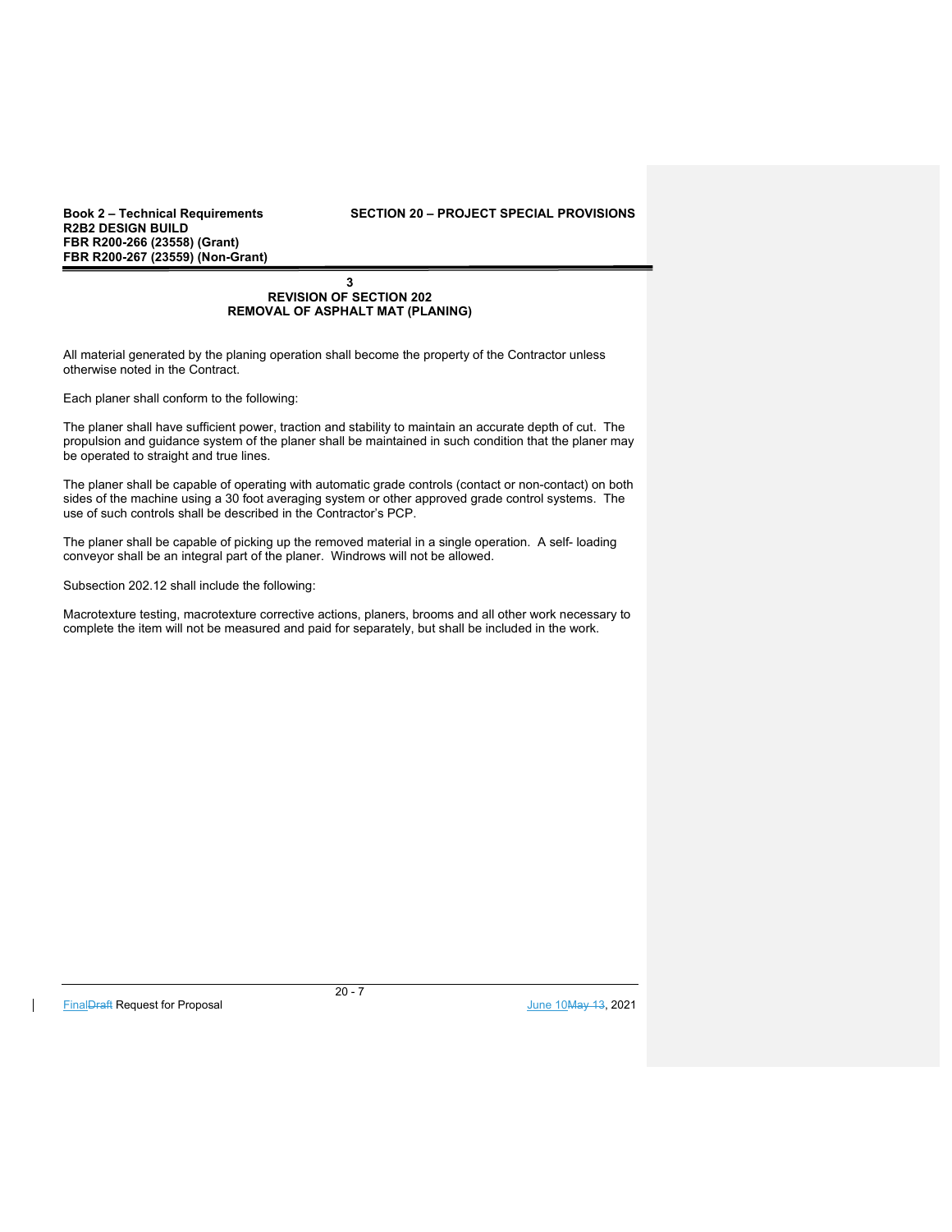## 3

## REVISION OF SECTION 202
## REMOVAL OF ASPHALT MAT (PLANING)

All material generated by the planing operation shall become the property of the Contractor unless otherwise noted in the Contract.

Each planer shall conform to the following:

The planer shall have sufficient power, traction and stability to maintain an accurate depth of cut. The propulsion and guidance system of the planer shall be maintained in such condition that the planer may be operated to straight and true lines.

The planer shall be capable of operating with automatic grade controls (contact or non-contact) on both sides of the machine using a 30 foot averaging system or other approved grade control systems. The use of such controls shall be described in the Contractor's PCP.

The planer shall be capable of picking up the removed material in a single operation. A self- loading conveyor shall be an integral part of the planer. Windrows will not be allowed.

Subsection 202.12 shall include the following:

Macrotexture testing, macrotexture corrective actions, planers, brooms and all other work necessary to complete the item will not be measured and paid for separately, but shall be included in the work.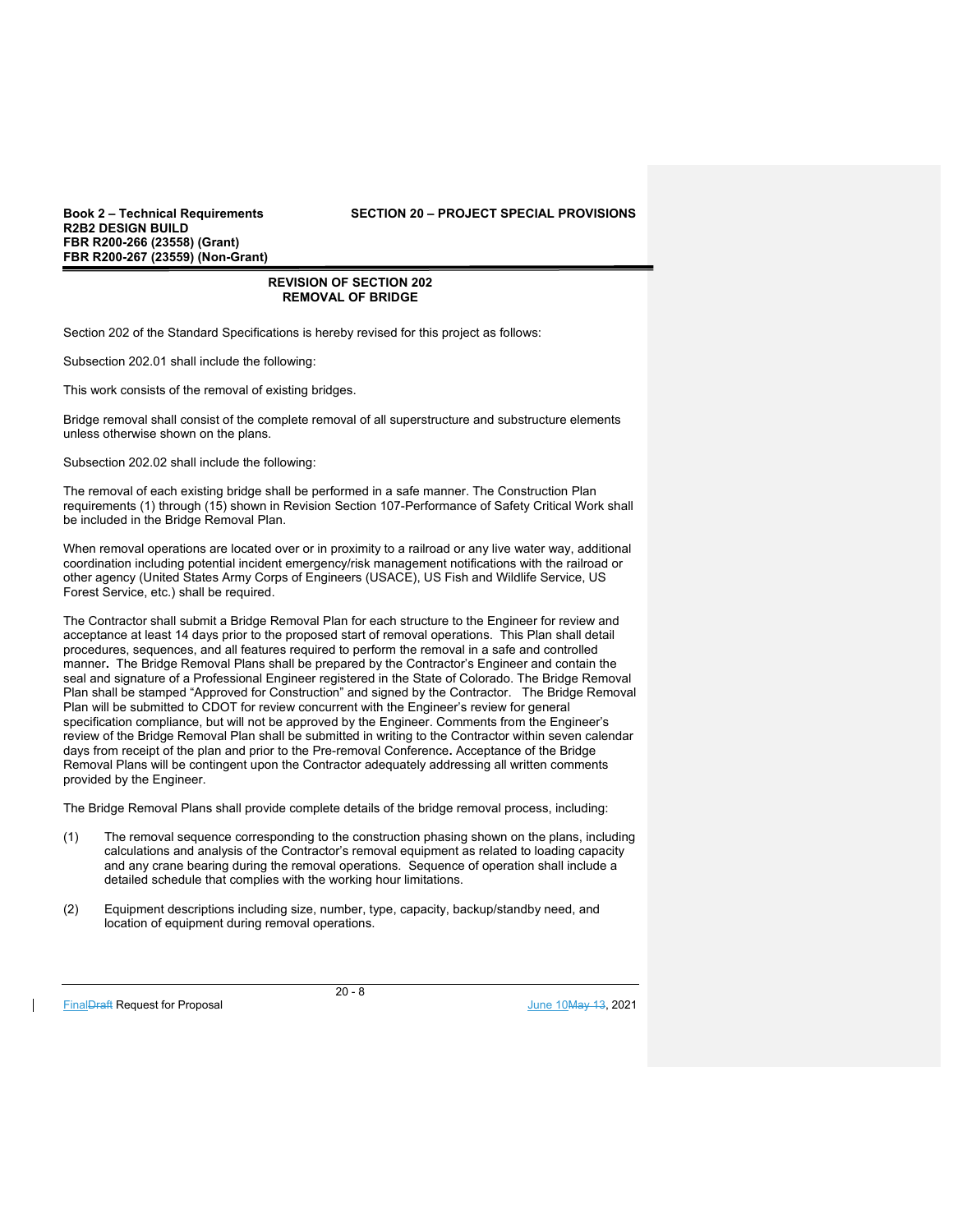## REVISION OF SECTION 202
## REMOVAL OF BRIDGE

Section 202 of the Standard Specifications is hereby revised for this project as follows:

Subsection 202.01 shall include the following:

This work consists of the removal of existing bridges.

Bridge removal shall consist of the complete removal of all superstructure and substructure elements unless otherwise shown on the plans.

Subsection 202.02 shall include the following:

The removal of each existing bridge shall be performed in a safe manner. The Construction Plan requirements (1) through (15) shown in Revision Section 107-Performance of Safety Critical Work shall be included in the Bridge Removal Plan.

When removal operations are located over or in proximity to a railroad or any live water way, additional coordination including potential incident emergency/risk management notifications with the railroad or other agency (United States Army Corps of Engineers (USACE), US Fish and Wildlife Service, US Forest Service, etc.) shall be required.

The Contractor shall submit a Bridge Removal Plan for each structure to the Engineer for review and acceptance at least 14 days prior to the proposed start of removal operations. This Plan shall detail procedures, sequences, and all features required to perform the removal in a safe and controlled manner**.** The Bridge Removal Plans shall be prepared by the Contractor's Engineer and contain the seal and signature of a Professional Engineer registered in the State of Colorado. The Bridge Removal Plan shall be stamped "Approved for Construction" and signed by the Contractor. The Bridge Removal Plan will be submitted to CDOT for review concurrent with the Engineer's review for general specification compliance, but will not be approved by the Engineer. Comments from the Engineer's review of the Bridge Removal Plan shall be submitted in writing to the Contractor within seven calendar days from receipt of the plan and prior to the Pre-removal Conference**.** Acceptance of the Bridge Removal Plans will be contingent upon the Contractor adequately addressing all written comments provided by the Engineer.

The Bridge Removal Plans shall provide complete details of the bridge removal process, including:

(1) The removal sequence corresponding to the construction phasing shown on the plans, including calculations and analysis of the Contractor's removal equipment as related to loading capacity and any crane bearing during the removal operations. Sequence of operation shall include a detailed schedule that complies with the working hour limitations.

(2) Equipment descriptions including size, number, type, capacity, backup/standby need, and location of equipment during removal operations.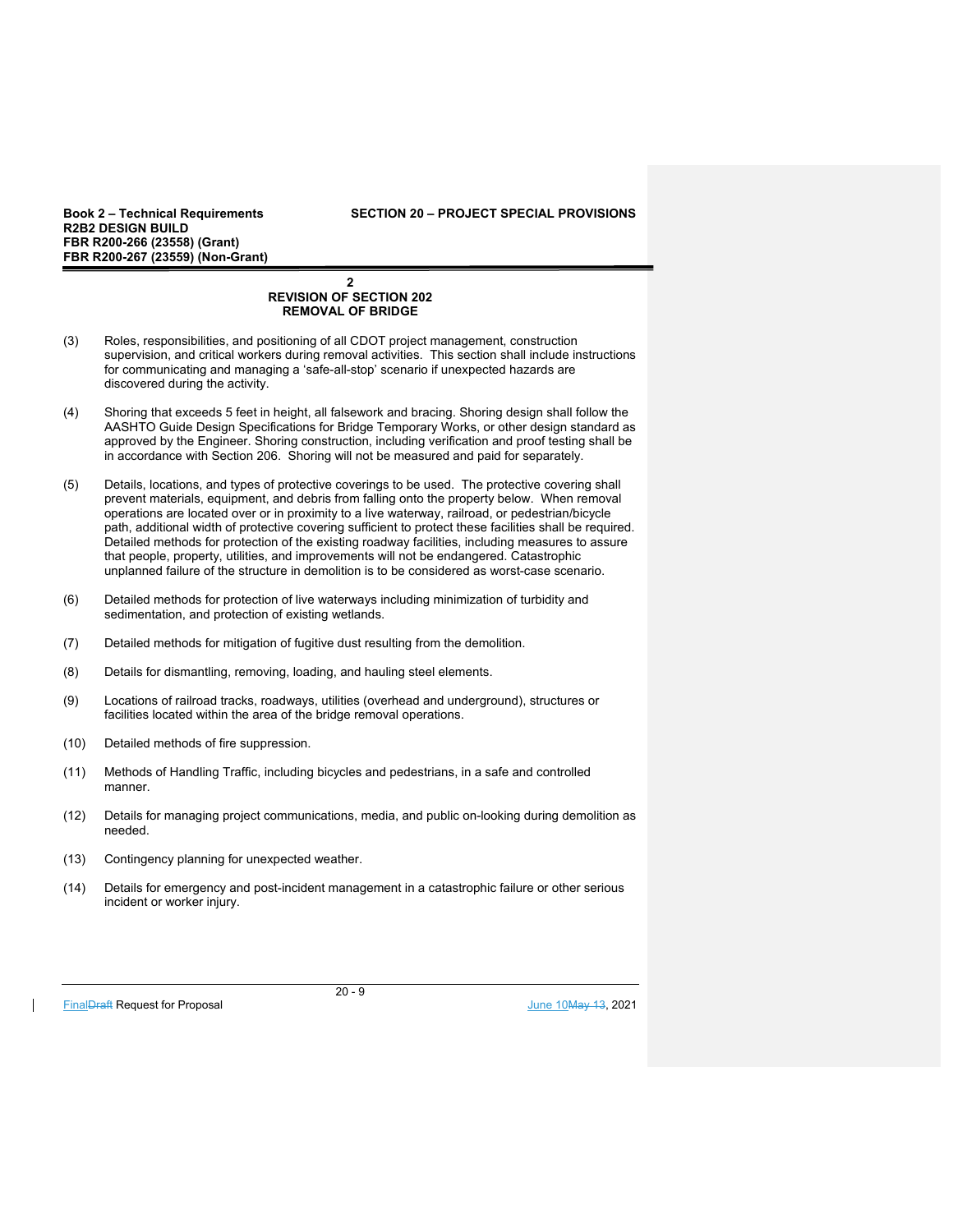## 2
## REVISION OF SECTION 202
## REMOVAL OF BRIDGE

(3) Roles, responsibilities, and positioning of all CDOT project management, construction supervision, and critical workers during removal activities. This section shall include instructions for communicating and managing a 'safe-all-stop' scenario if unexpected hazards are discovered during the activity.

(4) Shoring that exceeds 5 feet in height, all falsework and bracing. Shoring design shall follow the AASHTO Guide Design Specifications for Bridge Temporary Works, or other design standard as approved by the Engineer. Shoring construction, including verification and proof testing shall be in accordance with Section 206. Shoring will not be measured and paid for separately.

(5) Details, locations, and types of protective coverings to be used. The protective covering shall prevent materials, equipment, and debris from falling onto the property below. When removal operations are located over or in proximity to a live waterway, railroad, or pedestrian/bicycle path, additional width of protective covering sufficient to protect these facilities shall be required. Detailed methods for protection of the existing roadway facilities, including measures to assure that people, property, utilities, and improvements will not be endangered. Catastrophic unplanned failure of the structure in demolition is to be considered as worst-case scenario.

(6) Detailed methods for protection of live waterways including minimization of turbidity and sedimentation, and protection of existing wetlands.

(7) Detailed methods for mitigation of fugitive dust resulting from the demolition.

(8) Details for dismantling, removing, loading, and hauling steel elements.

(9) Locations of railroad tracks, roadways, utilities (overhead and underground), structures or facilities located within the area of the bridge removal operations.

(10) Detailed methods of fire suppression.

(11) Methods of Handling Traffic, including bicycles and pedestrians, in a safe and controlled manner.

(12) Details for managing project communications, media, and public on-looking during demolition as needed.

(13) Contingency planning for unexpected weather.

(14) Details for emergency and post-incident management in a catastrophic failure or other serious incident or worker injury.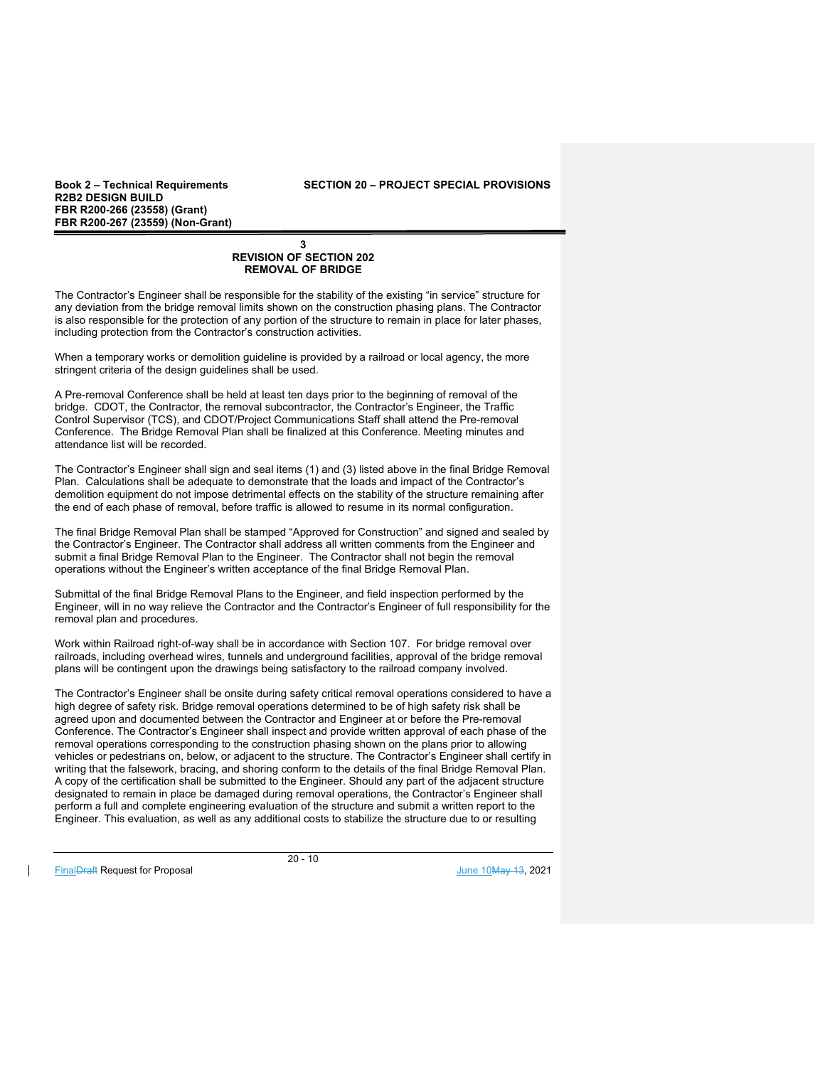The Contractor's Engineer shall be responsible for the stability of the existing "in service" structure for any deviation from the bridge removal limits shown on the construction phasing plans. The Contractor is also responsible for the protection of any portion of the structure to remain in place for later phases, including protection from the Contractor's construction activities.

When a temporary works or demolition guideline is provided by a railroad or local agency, the more stringent criteria of the design guidelines shall be used.

A Pre-removal Conference shall be held at least ten days prior to the beginning of removal of the bridge. CDOT, the Contractor, the removal subcontractor, the Contractor's Engineer, the Traffic Control Supervisor (TCS), and CDOT/Project Communications Staff shall attend the Pre-removal Conference. The Bridge Removal Plan shall be finalized at this Conference. Meeting minutes and attendance list will be recorded.

The Contractor's Engineer shall sign and seal items (1) and (3) listed above in the final Bridge Removal Plan. Calculations shall be adequate to demonstrate that the loads and impact of the Contractor's demolition equipment do not impose detrimental effects on the stability of the structure remaining after the end of each phase of removal, before traffic is allowed to resume in its normal configuration.

The final Bridge Removal Plan shall be stamped "Approved for Construction" and signed and sealed by the Contractor's Engineer. The Contractor shall address all written comments from the Engineer and submit a final Bridge Removal Plan to the Engineer. The Contractor shall not begin the removal operations without the Engineer's written acceptance of the final Bridge Removal Plan.

Submittal of the final Bridge Removal Plans to the Engineer, and field inspection performed by the Engineer, will in no way relieve the Contractor and the Contractor's Engineer of full responsibility for the removal plan and procedures.

Work within Railroad right-of-way shall be in accordance with Section 107. For bridge removal over railroads, including overhead wires, tunnels and underground facilities, approval of the bridge removal plans will be contingent upon the drawings being satisfactory to the railroad company involved.

The Contractor's Engineer shall be onsite during safety critical removal operations considered to have a high degree of safety risk. Bridge removal operations determined to be of high safety risk shall be agreed upon and documented between the Contractor and Engineer at or before the Pre-removal Conference. The Contractor's Engineer shall inspect and provide written approval of each phase of the removal operations corresponding to the construction phasing shown on the plans prior to allowing vehicles or pedestrians on, below, or adjacent to the structure. The Contractor's Engineer shall certify in writing that the falsework, bracing, and shoring conform to the details of the final Bridge Removal Plan. A copy of the certification shall be submitted to the Engineer. Should any part of the adjacent structure designated to remain in place be damaged during removal operations, the Contractor's Engineer shall perform a full and complete engineering evaluation of the structure and submit a written report to the Engineer. This evaluation, as well as any additional costs to stabilize the structure due to or resulting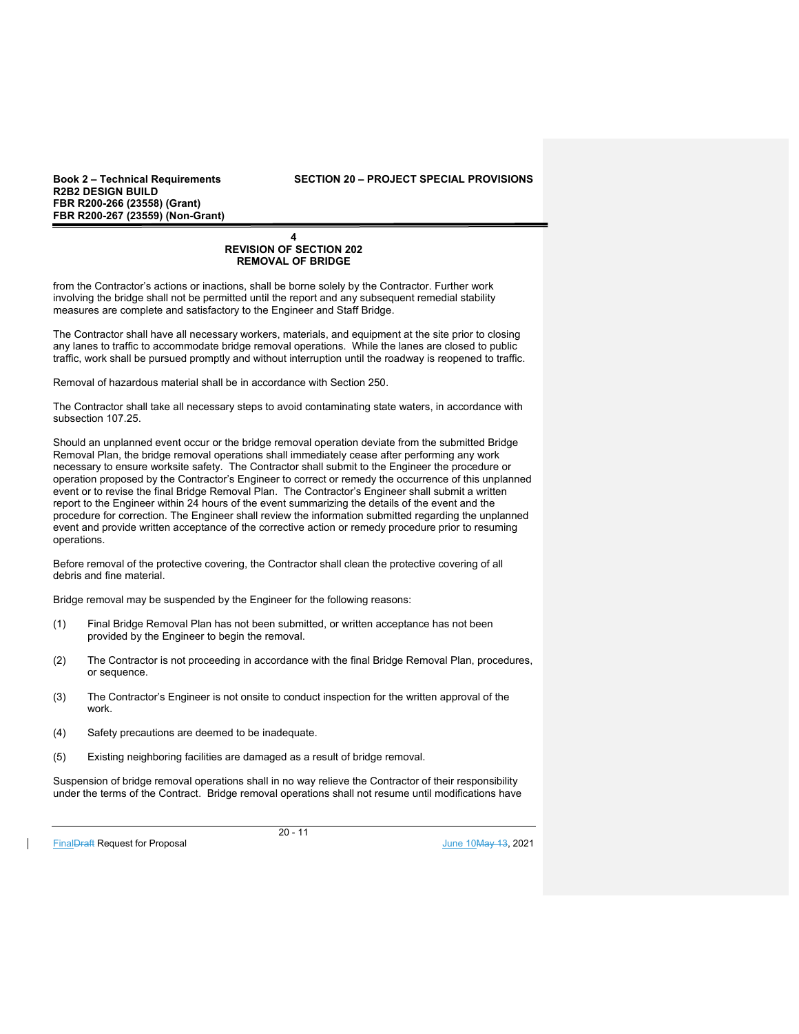from the Contractor's actions or inactions, shall be borne solely by the Contractor. Further work involving the bridge shall not be permitted until the report and any subsequent remedial stability measures are complete and satisfactory to the Engineer and Staff Bridge.

The Contractor shall have all necessary workers, materials, and equipment at the site prior to closing any lanes to traffic to accommodate bridge removal operations. While the lanes are closed to public traffic, work shall be pursued promptly and without interruption until the roadway is reopened to traffic.

Removal of hazardous material shall be in accordance with Section 250.

The Contractor shall take all necessary steps to avoid contaminating state waters, in accordance with subsection 107.25.

Should an unplanned event occur or the bridge removal operation deviate from the submitted Bridge Removal Plan, the bridge removal operations shall immediately cease after performing any work necessary to ensure worksite safety. The Contractor shall submit to the Engineer the procedure or operation proposed by the Contractor's Engineer to correct or remedy the occurrence of this unplanned event or to revise the final Bridge Removal Plan. The Contractor's Engineer shall submit a written report to the Engineer within 24 hours of the event summarizing the details of the event and the procedure for correction. The Engineer shall review the information submitted regarding the unplanned event and provide written acceptance of the corrective action or remedy procedure prior to resuming operations.

Before removal of the protective covering, the Contractor shall clean the protective covering of all debris and fine material.

Bridge removal may be suspended by the Engineer for the following reasons:

(1) Final Bridge Removal Plan has not been submitted, or written acceptance has not been provided by the Engineer to begin the removal.

(2) The Contractor is not proceeding in accordance with the final Bridge Removal Plan, procedures, or sequence.

(3) The Contractor's Engineer is not onsite to conduct inspection for the written approval of the work.

(4) Safety precautions are deemed to be inadequate.

(5) Existing neighboring facilities are damaged as a result of bridge removal.

Suspension of bridge removal operations shall in no way relieve the Contractor of their responsibility under the terms of the Contract. Bridge removal operations shall not resume until modifications have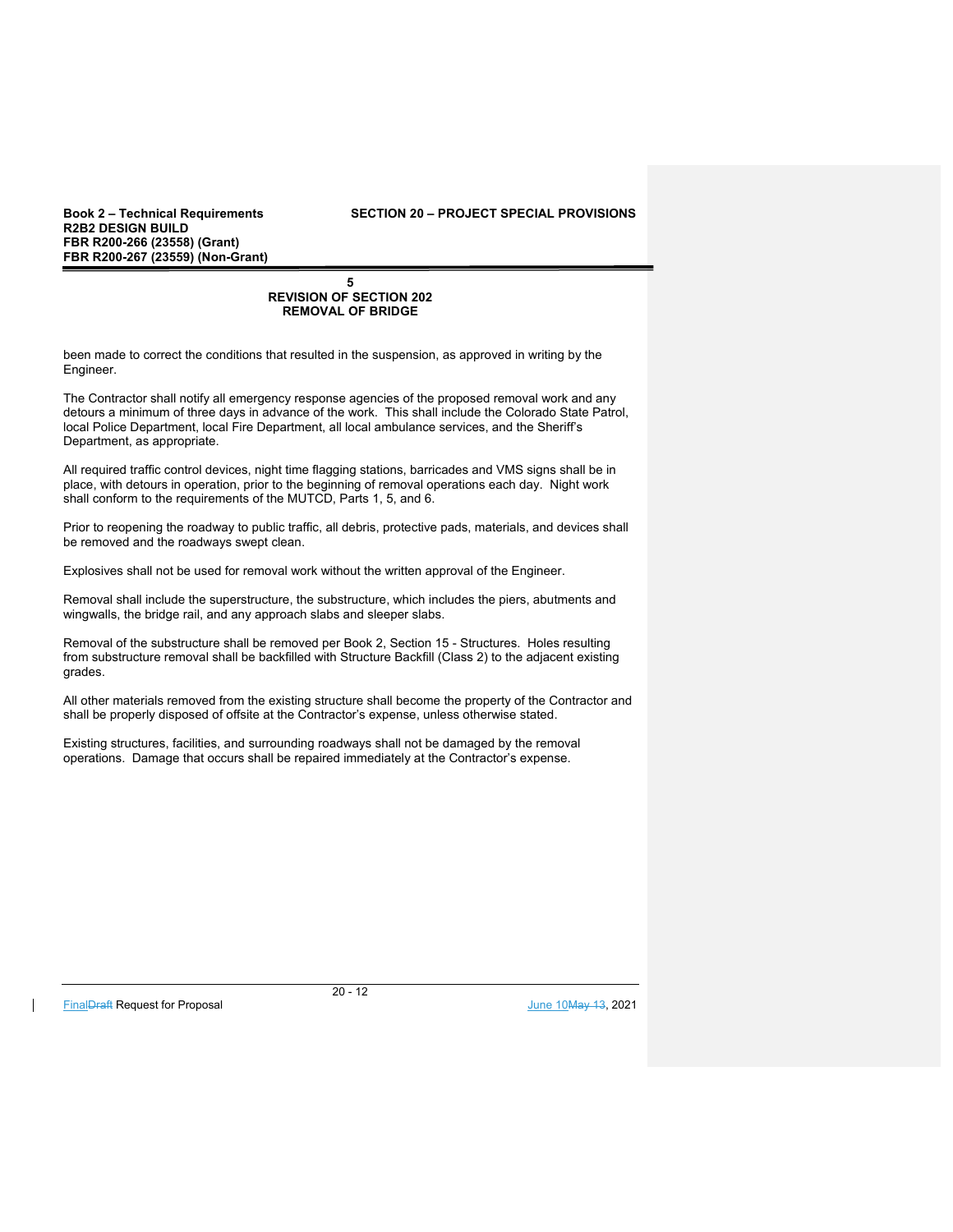been made to correct the conditions that resulted in the suspension, as approved in writing by the Engineer.

The Contractor shall notify all emergency response agencies of the proposed removal work and any detours a minimum of three days in advance of the work. This shall include the Colorado State Patrol, local Police Department, local Fire Department, all local ambulance services, and the Sheriff's Department, as appropriate.

All required traffic control devices, night time flagging stations, barricades and VMS signs shall be in place, with detours in operation, prior to the beginning of removal operations each day. Night work shall conform to the requirements of the MUTCD, Parts 1, 5, and 6.

Prior to reopening the roadway to public traffic, all debris, protective pads, materials, and devices shall be removed and the roadways swept clean.

Explosives shall not be used for removal work without the written approval of the Engineer.

Removal shall include the superstructure, the substructure, which includes the piers, abutments and wingwalls, the bridge rail, and any approach slabs and sleeper slabs.

Removal of the substructure shall be removed per Book 2, Section 15 - Structures. Holes resulting from substructure removal shall be backfilled with Structure Backfill (Class 2) to the adjacent existing grades.

All other materials removed from the existing structure shall become the property of the Contractor and shall be properly disposed of offsite at the Contractor's expense, unless otherwise stated.

Existing structures, facilities, and surrounding roadways shall not be damaged by the removal operations. Damage that occurs shall be repaired immediately at the Contractor's expense.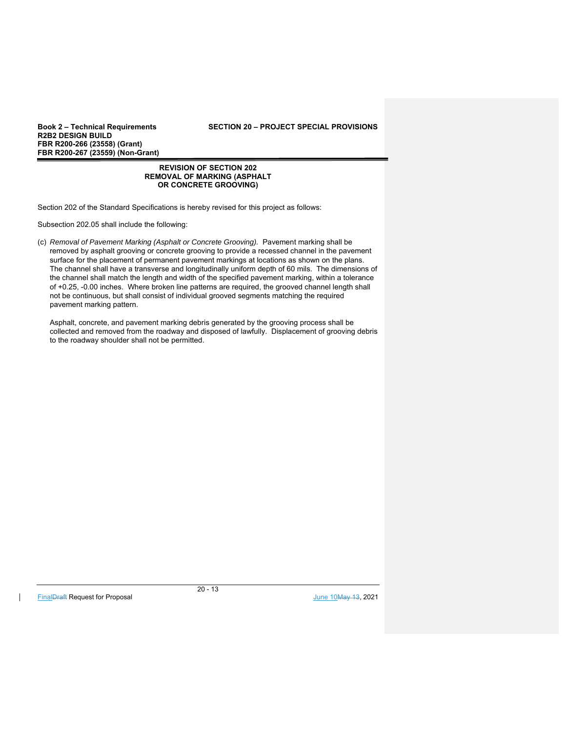## REVISION OF SECTION 202
## REMOVAL OF MARKING (ASPHALT OR CONCRETE GROOVING)

Section 202 of the Standard Specifications is hereby revised for this project as follows:

Subsection 202.05 shall include the following:

(c) *Removal of Pavement Marking (Asphalt or Concrete Grooving).* Pavement marking shall be removed by asphalt grooving or concrete grooving to provide a recessed channel in the pavement surface for the placement of permanent pavement markings at locations as shown on the plans. The channel shall have a transverse and longitudinally uniform depth of 60 mils. The dimensions of the channel shall match the length and width of the specified pavement marking, within a tolerance of +0.25, -0.00 inches. Where broken line patterns are required, the grooved channel length shall not be continuous, but shall consist of individual grooved segments matching the required pavement marking pattern.

Asphalt, concrete, and pavement marking debris generated by the grooving process shall be collected and removed from the roadway and disposed of lawfully. Displacement of grooving debris to the roadway shoulder shall not be permitted.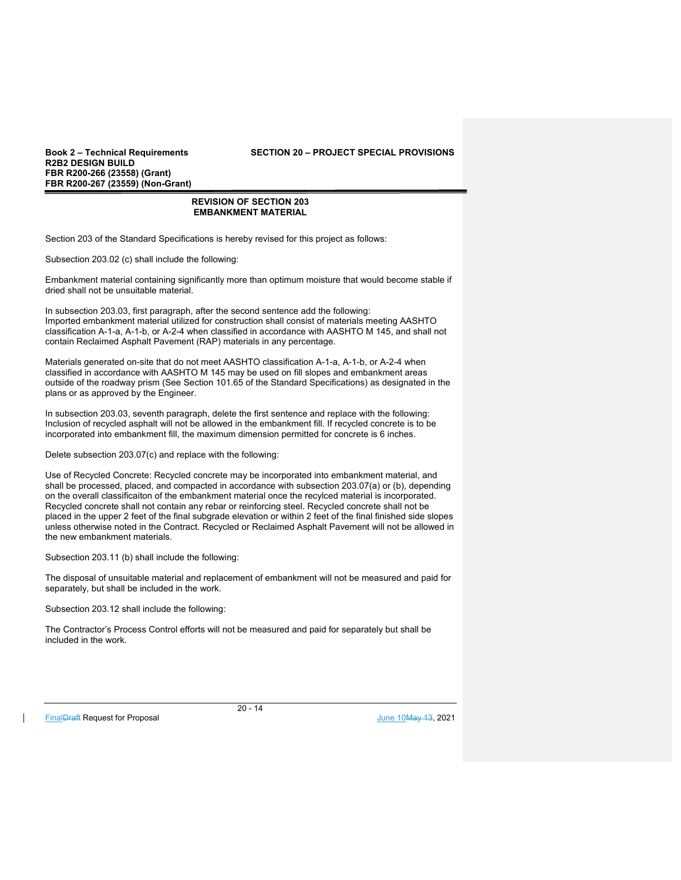## REVISION OF SECTION 203
## EMBANKMENT MATERIAL

Section 203 of the Standard Specifications is hereby revised for this project as follows:

Subsection 203.02 (c) shall include the following:

Embankment material containing significantly more than optimum moisture that would become stable if dried shall not be unsuitable material.

In subsection 203.03, first paragraph, after the second sentence add the following:
Imported embankment material utilized for construction shall consist of materials meeting AASHTO classification A-1-a, A-1-b, or A-2-4 when classified in accordance with AASHTO M 145, and shall not contain Reclaimed Asphalt Pavement (RAP) materials in any percentage.

Materials generated on-site that do not meet AASHTO classification A-1-a, A-1-b, or A-2-4 when classified in accordance with AASHTO M 145 may be used on fill slopes and embankment areas outside of the roadway prism (See Section 101.65 of the Standard Specifications) as designated in the plans or as approved by the Engineer.

In subsection 203.03, seventh paragraph, delete the first sentence and replace with the following:
Inclusion of recycled asphalt will not be allowed in the embankment fill. If recycled concrete is to be incorporated into embankment fill, the maximum dimension permitted for concrete is 6 inches.

Delete subsection 203.07(c) and replace with the following:

Use of Recycled Concrete: Recycled concrete may be incorporated into embankment material, and shall be processed, placed, and compacted in accordance with subsection 203.07(a) or (b), depending on the overall classificaiton of the embankment material once the recylced material is incorporated. Recycled concrete shall not contain any rebar or reinforcing steel. Recycled concrete shall not be placed in the upper 2 feet of the final subgrade elevation or within 2 feet of the final finished side slopes unless otherwise noted in the Contract. Recycled or Reclaimed Asphalt Pavement will not be allowed in the new embankment materials.

Subsection 203.11 (b) shall include the following:

The disposal of unsuitable material and replacement of embankment will not be measured and paid for separately, but shall be included in the work.

Subsection 203.12 shall include the following:

The Contractor's Process Control efforts will not be measured and paid for separately but shall be included in the work.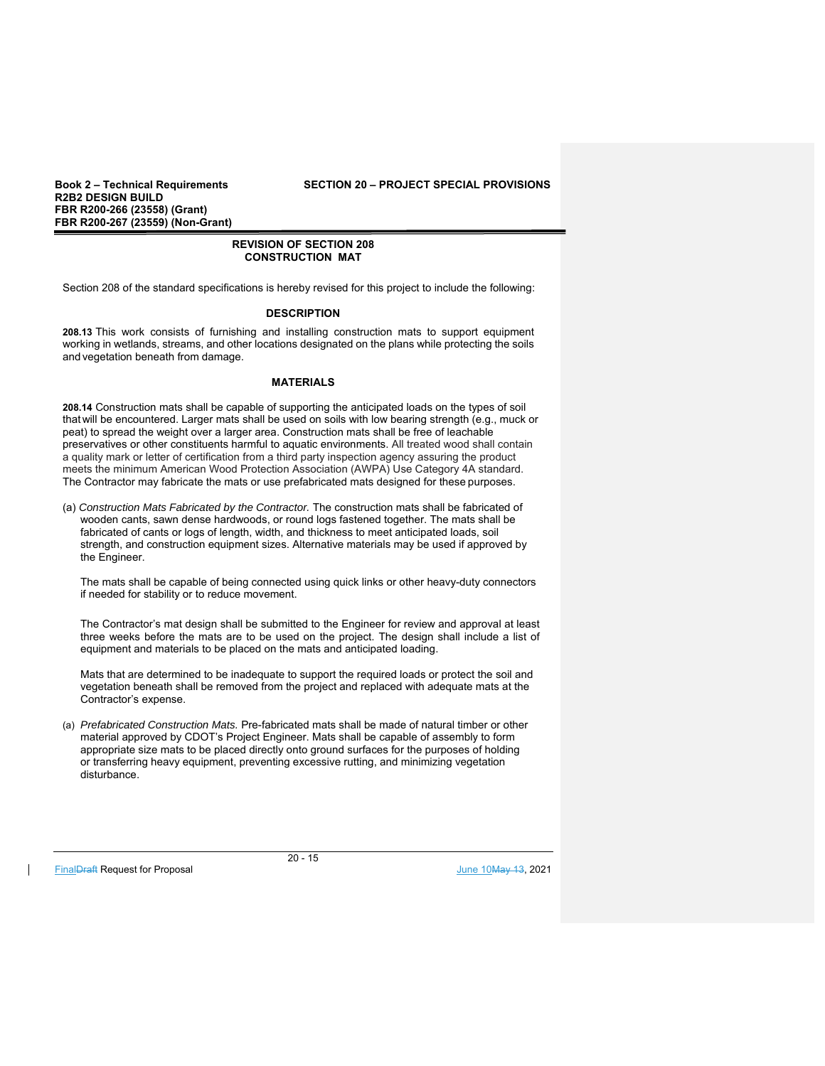## REVISION OF SECTION 208
## CONSTRUCTION MAT

Section 208 of the standard specifications is hereby revised for this project to include the following:

### DESCRIPTION

**208.13** This work consists of furnishing and installing construction mats to support equipment working in wetlands, streams, and other locations designated on the plans while protecting the soils and vegetation beneath from damage.

### MATERIALS

**208.14** Construction mats shall be capable of supporting the anticipated loads on the types of soil that will be encountered. Larger mats shall be used on soils with low bearing strength (e.g., muck or peat) to spread the weight over a larger area. Construction mats shall be free of leachable preservatives or other constituents harmful to aquatic environments. All treated wood shall contain a quality mark or letter of certification from a third party inspection agency assuring the product meets the minimum American Wood Protection Association (AWPA) Use Category 4A standard. The Contractor may fabricate the mats or use prefabricated mats designed for these purposes.

(a) *Construction Mats Fabricated by the Contractor.* The construction mats shall be fabricated of wooden cants, sawn dense hardwoods, or round logs fastened together. The mats shall be fabricated of cants or logs of length, width, and thickness to meet anticipated loads, soil strength, and construction equipment sizes. Alternative materials may be used if approved by the Engineer.

The mats shall be capable of being connected using quick links or other heavy-duty connectors if needed for stability or to reduce movement.

The Contractor's mat design shall be submitted to the Engineer for review and approval at least three weeks before the mats are to be used on the project. The design shall include a list of equipment and materials to be placed on the mats and anticipated loading.

Mats that are determined to be inadequate to support the required loads or protect the soil and vegetation beneath shall be removed from the project and replaced with adequate mats at the Contractor's expense.

(a) *Prefabricated Construction Mats.* Pre-fabricated mats shall be made of natural timber or other material approved by CDOT's Project Engineer. Mats shall be capable of assembly to form appropriate size mats to be placed directly onto ground surfaces for the purposes of holding or transferring heavy equipment, preventing excessive rutting, and minimizing vegetation disturbance.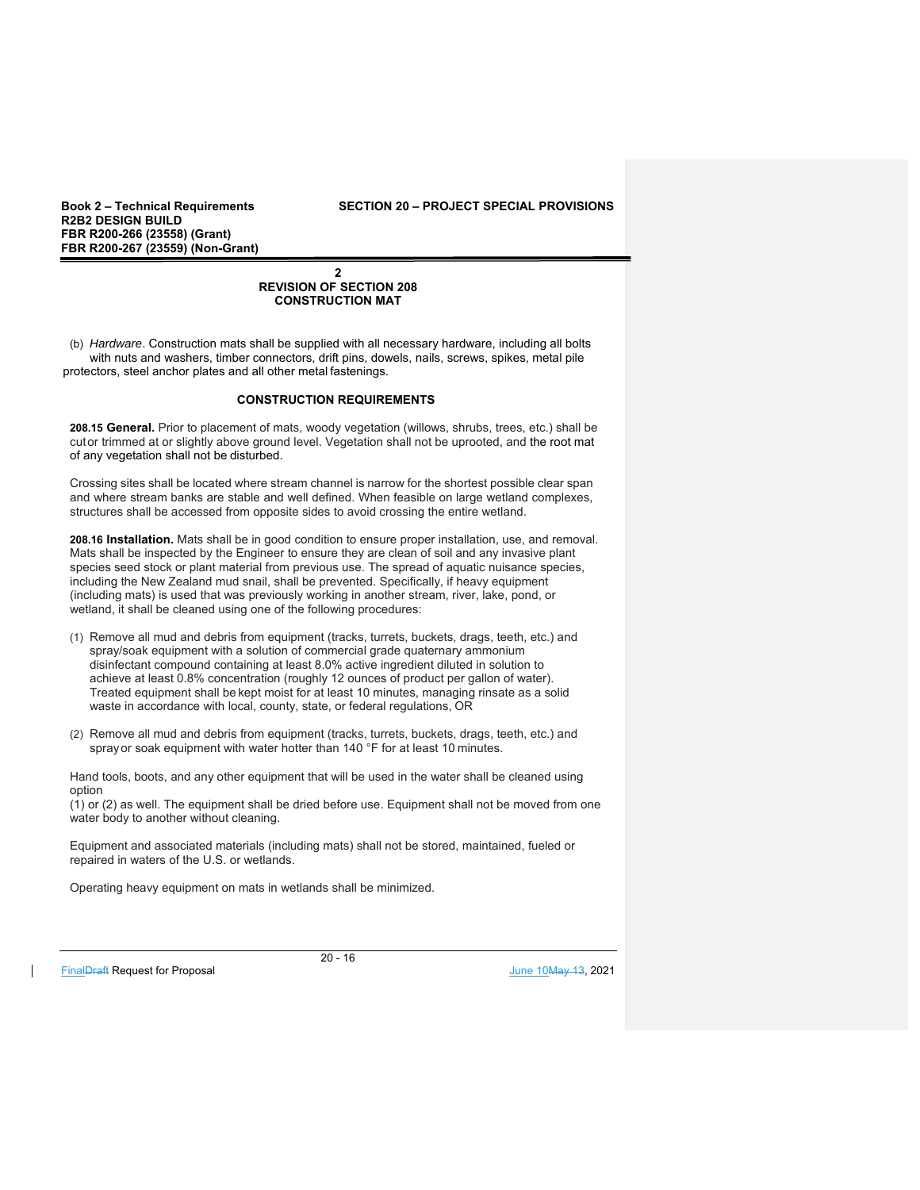## 2
## REVISION OF SECTION 208
## CONSTRUCTION MAT

(b) *Hardware*. Construction mats shall be supplied with all necessary hardware, including all bolts with nuts and washers, timber connectors, drift pins, dowels, nails, screws, spikes, metal pile protectors, steel anchor plates and all other metal fastenings.

### CONSTRUCTION REQUIREMENTS

**208.15 General.** Prior to placement of mats, woody vegetation (willows, shrubs, trees, etc.) shall be cut or trimmed at or slightly above ground level. Vegetation shall not be uprooted, and the root mat of any vegetation shall not be disturbed.

Crossing sites shall be located where stream channel is narrow for the shortest possible clear span and where stream banks are stable and well defined. When feasible on large wetland complexes, structures shall be accessed from opposite sides to avoid crossing the entire wetland.

**208.16 Installation.** Mats shall be in good condition to ensure proper installation, use, and removal. Mats shall be inspected by the Engineer to ensure they are clean of soil and any invasive plant species seed stock or plant material from previous use. The spread of aquatic nuisance species, including the New Zealand mud snail, shall be prevented. Specifically, if heavy equipment (including mats) is used that was previously working in another stream, river, lake, pond, or wetland, it shall be cleaned using one of the following procedures:

(1) Remove all mud and debris from equipment (tracks, turrets, buckets, drags, teeth, etc.) and spray/soak equipment with a solution of commercial grade quaternary ammonium disinfectant compound containing at least 8.0% active ingredient diluted in solution to achieve at least 0.8% concentration (roughly 12 ounces of product per gallon of water). Treated equipment shall be kept moist for at least 10 minutes, managing rinsate as a solid waste in accordance with local, county, state, or federal regulations, OR

(2) Remove all mud and debris from equipment (tracks, turrets, buckets, drags, teeth, etc.) and spray or soak equipment with water hotter than 140 °F for at least 10 minutes.

Hand tools, boots, and any other equipment that will be used in the water shall be cleaned using option
(1) or (2) as well. The equipment shall be dried before use. Equipment shall not be moved from one water body to another without cleaning.

Equipment and associated materials (including mats) shall not be stored, maintained, fueled or repaired in waters of the U.S. or wetlands.

Operating heavy equipment on mats in wetlands shall be minimized.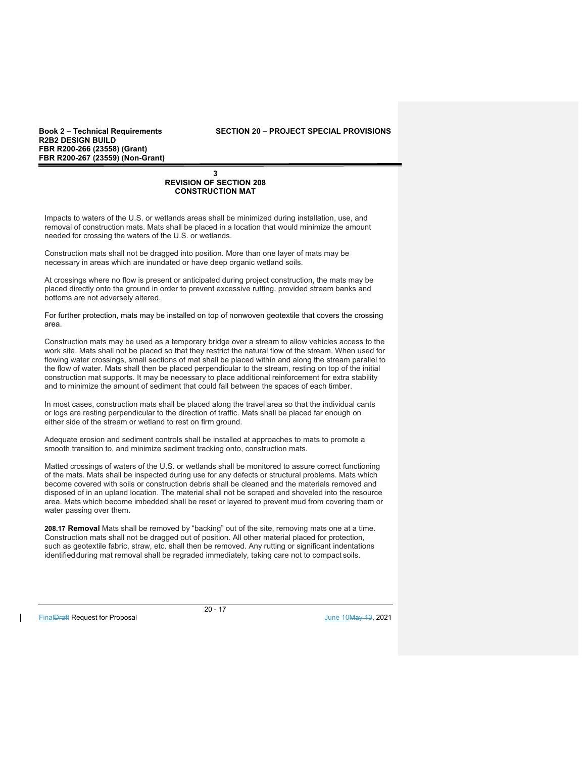### 3
### REVISION OF SECTION 208
### CONSTRUCTION MAT

Impacts to waters of the U.S. or wetlands areas shall be minimized during installation, use, and removal of construction mats. Mats shall be placed in a location that would minimize the amount needed for crossing the waters of the U.S. or wetlands.

Construction mats shall not be dragged into position. More than one layer of mats may be necessary in areas which are inundated or have deep organic wetland soils.

At crossings where no flow is present or anticipated during project construction, the mats may be placed directly onto the ground in order to prevent excessive rutting, provided stream banks and bottoms are not adversely altered.

For further protection, mats may be installed on top of nonwoven geotextile that covers the crossing area.

Construction mats may be used as a temporary bridge over a stream to allow vehicles access to the work site. Mats shall not be placed so that they restrict the natural flow of the stream. When used for flowing water crossings, small sections of mat shall be placed within and along the stream parallel to the flow of water. Mats shall then be placed perpendicular to the stream, resting on top of the initial construction mat supports. It may be necessary to place additional reinforcement for extra stability and to minimize the amount of sediment that could fall between the spaces of each timber.

In most cases, construction mats shall be placed along the travel area so that the individual cants or logs are resting perpendicular to the direction of traffic. Mats shall be placed far enough on either side of the stream or wetland to rest on firm ground.

Adequate erosion and sediment controls shall be installed at approaches to mats to promote a smooth transition to, and minimize sediment tracking onto, construction mats.

Matted crossings of waters of the U.S. or wetlands shall be monitored to assure correct functioning of the mats. Mats shall be inspected during use for any defects or structural problems. Mats which become covered with soils or construction debris shall be cleaned and the materials removed and disposed of in an upland location. The material shall not be scraped and shoveled into the resource area. Mats which become imbedded shall be reset or layered to prevent mud from covering them or water passing over them.

**208.17 Removal** Mats shall be removed by "backing" out of the site, removing mats one at a time. Construction mats shall not be dragged out of position. All other material placed for protection, such as geotextile fabric, straw, etc. shall then be removed. Any rutting or significant indentations identified during mat removal shall be regraded immediately, taking care not to compact soils.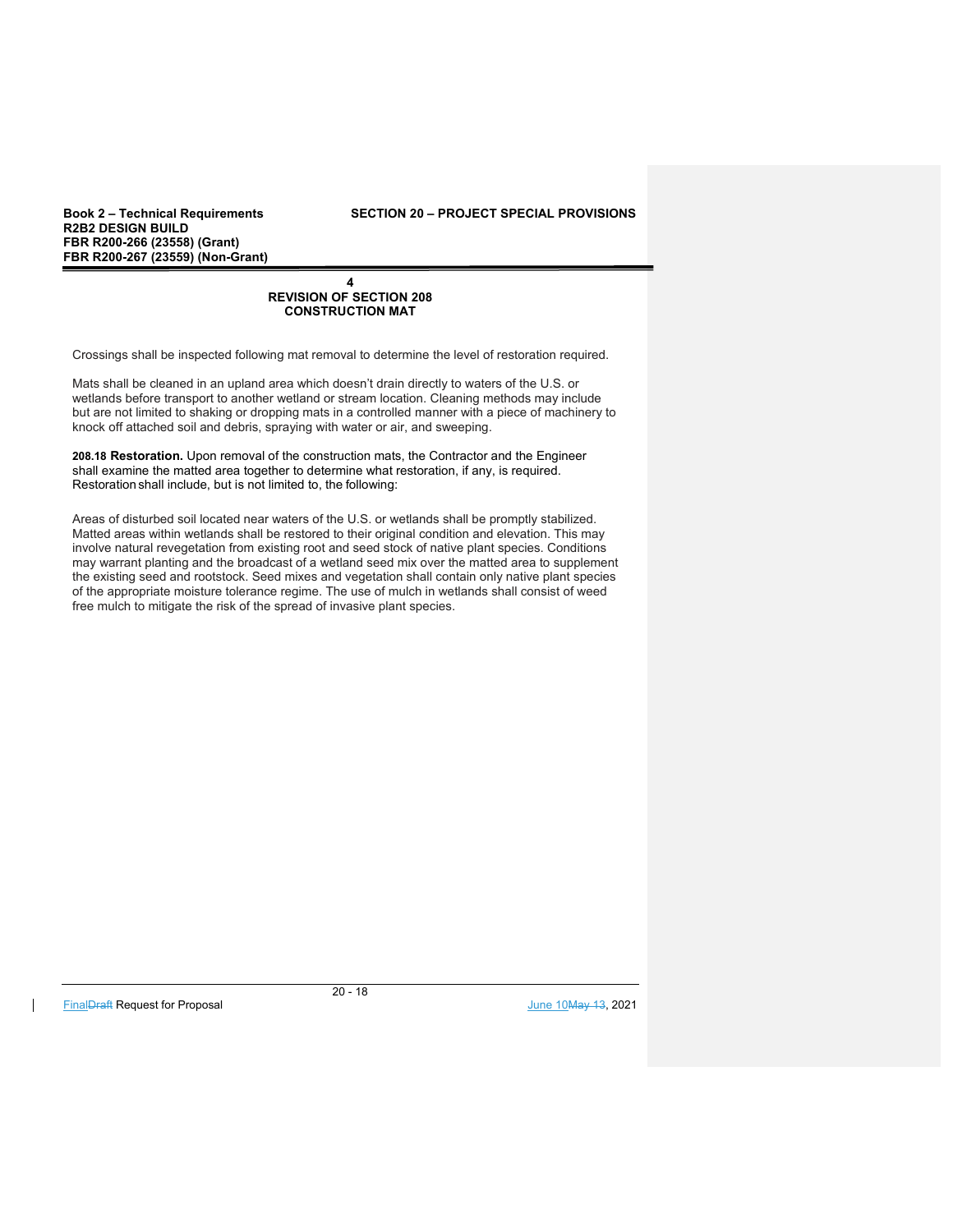## 4
## REVISION OF SECTION 208
## CONSTRUCTION MAT

Crossings shall be inspected following mat removal to determine the level of restoration required.

Mats shall be cleaned in an upland area which doesn't drain directly to waters of the U.S. or wetlands before transport to another wetland or stream location. Cleaning methods may include but are not limited to shaking or dropping mats in a controlled manner with a piece of machinery to knock off attached soil and debris, spraying with water or air, and sweeping.

**208.18 Restoration.** Upon removal of the construction mats, the Contractor and the Engineer shall examine the matted area together to determine what restoration, if any, is required. Restoration shall include, but is not limited to, the following:

Areas of disturbed soil located near waters of the U.S. or wetlands shall be promptly stabilized. Matted areas within wetlands shall be restored to their original condition and elevation. This may involve natural revegetation from existing root and seed stock of native plant species. Conditions may warrant planting and the broadcast of a wetland seed mix over the matted area to supplement the existing seed and rootstock. Seed mixes and vegetation shall contain only native plant species of the appropriate moisture tolerance regime. The use of mulch in wetlands shall consist of weed free mulch to mitigate the risk of the spread of invasive plant species.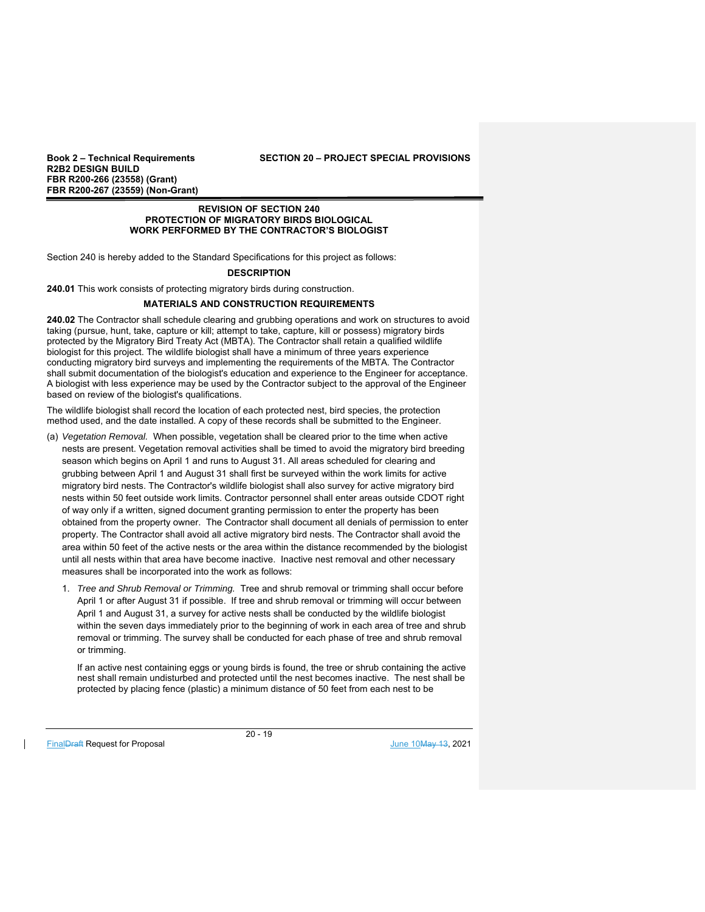### REVISION OF SECTION 240
### PROTECTION OF MIGRATORY BIRDS BIOLOGICAL
### WORK PERFORMED BY THE CONTRACTOR'S BIOLOGIST

Section 240 is hereby added to the Standard Specifications for this project as follows:

**DESCRIPTION**

**240.01** This work consists of protecting migratory birds during construction.

**MATERIALS AND CONSTRUCTION REQUIREMENTS**

**240.02** The Contractor shall schedule clearing and grubbing operations and work on structures to avoid taking (pursue, hunt, take, capture or kill; attempt to take, capture, kill or possess) migratory birds protected by the Migratory Bird Treaty Act (MBTA). The Contractor shall retain a qualified wildlife biologist for this project. The wildlife biologist shall have a minimum of three years experience conducting migratory bird surveys and implementing the requirements of the MBTA. The Contractor shall submit documentation of the biologist's education and experience to the Engineer for acceptance. A biologist with less experience may be used by the Contractor subject to the approval of the Engineer based on review of the biologist's qualifications.

The wildlife biologist shall record the location of each protected nest, bird species, the protection method used, and the date installed. A copy of these records shall be submitted to the Engineer.

(a) *Vegetation Removal.* When possible, vegetation shall be cleared prior to the time when active nests are present. Vegetation removal activities shall be timed to avoid the migratory bird breeding season which begins on April 1 and runs to August 31. All areas scheduled for clearing and grubbing between April 1 and August 31 shall first be surveyed within the work limits for active migratory bird nests. The Contractor's wildlife biologist shall also survey for active migratory bird nests within 50 feet outside work limits. Contractor personnel shall enter areas outside CDOT right of way only if a written, signed document granting permission to enter the property has been obtained from the property owner. The Contractor shall document all denials of permission to enter property. The Contractor shall avoid all active migratory bird nests. The Contractor shall avoid the area within 50 feet of the active nests or the area within the distance recommended by the biologist until all nests within that area have become inactive. Inactive nest removal and other necessary measures shall be incorporated into the work as follows:

   1. *Tree and Shrub Removal or Trimming.* Tree and shrub removal or trimming shall occur before April 1 or after August 31 if possible. If tree and shrub removal or trimming will occur between April 1 and August 31, a survey for active nests shall be conducted by the wildlife biologist within the seven days immediately prior to the beginning of work in each area of tree and shrub removal or trimming. The survey shall be conducted for each phase of tree and shrub removal or trimming.

      If an active nest containing eggs or young birds is found, the tree or shrub containing the active nest shall remain undisturbed and protected until the nest becomes inactive. The nest shall be protected by placing fence (plastic) a minimum distance of 50 feet from each nest to be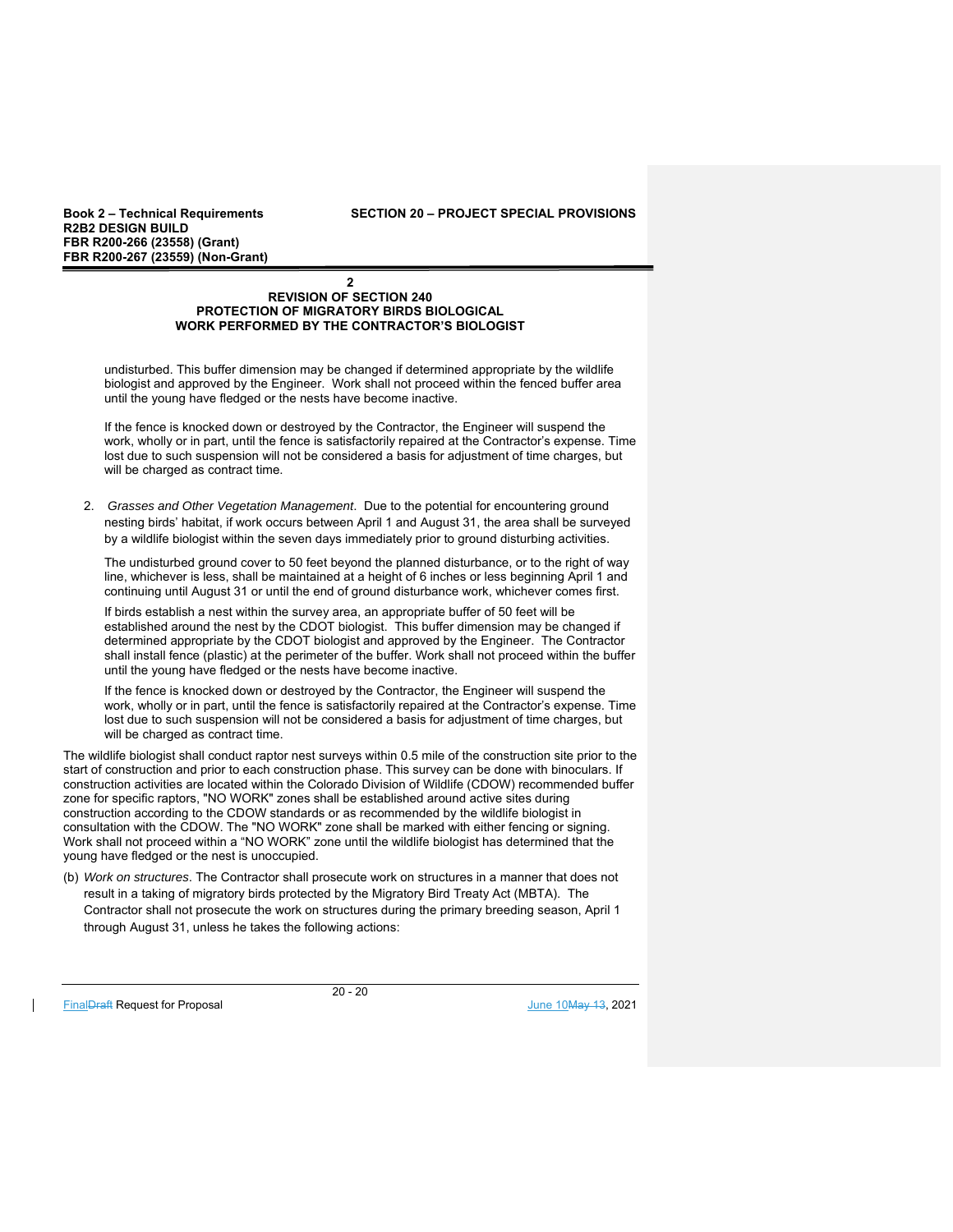## 2
## REVISION OF SECTION 240
## PROTECTION OF MIGRATORY BIRDS BIOLOGICAL
## WORK PERFORMED BY THE CONTRACTOR'S BIOLOGIST

undisturbed. This buffer dimension may be changed if determined appropriate by the wildlife biologist and approved by the Engineer. Work shall not proceed within the fenced buffer area until the young have fledged or the nests have become inactive.

If the fence is knocked down or destroyed by the Contractor, the Engineer will suspend the work, wholly or in part, until the fence is satisfactorily repaired at the Contractor's expense. Time lost due to such suspension will not be considered a basis for adjustment of time charges, but will be charged as contract time.

2. *Grasses and Other Vegetation Management*. Due to the potential for encountering ground nesting birds' habitat, if work occurs between April 1 and August 31, the area shall be surveyed by a wildlife biologist within the seven days immediately prior to ground disturbing activities.

   The undisturbed ground cover to 50 feet beyond the planned disturbance, or to the right of way line, whichever is less, shall be maintained at a height of 6 inches or less beginning April 1 and continuing until August 31 or until the end of ground disturbance work, whichever comes first.

   If birds establish a nest within the survey area, an appropriate buffer of 50 feet will be established around the nest by the CDOT biologist. This buffer dimension may be changed if determined appropriate by the CDOT biologist and approved by the Engineer. The Contractor shall install fence (plastic) at the perimeter of the buffer. Work shall not proceed within the buffer until the young have fledged or the nests have become inactive.

   If the fence is knocked down or destroyed by the Contractor, the Engineer will suspend the work, wholly or in part, until the fence is satisfactorily repaired at the Contractor's expense. Time lost due to such suspension will not be considered a basis for adjustment of time charges, but will be charged as contract time.

The wildlife biologist shall conduct raptor nest surveys within 0.5 mile of the construction site prior to the start of construction and prior to each construction phase. This survey can be done with binoculars. If construction activities are located within the Colorado Division of Wildlife (CDOW) recommended buffer zone for specific raptors, "NO WORK" zones shall be established around active sites during construction according to the CDOW standards or as recommended by the wildlife biologist in consultation with the CDOW. The "NO WORK" zone shall be marked with either fencing or signing. Work shall not proceed within a "NO WORK" zone until the wildlife biologist has determined that the young have fledged or the nest is unoccupied.

(b) *Work on structures*. The Contractor shall prosecute work on structures in a manner that does not result in a taking of migratory birds protected by the Migratory Bird Treaty Act (MBTA). The Contractor shall not prosecute the work on structures during the primary breeding season, April 1 through August 31, unless he takes the following actions: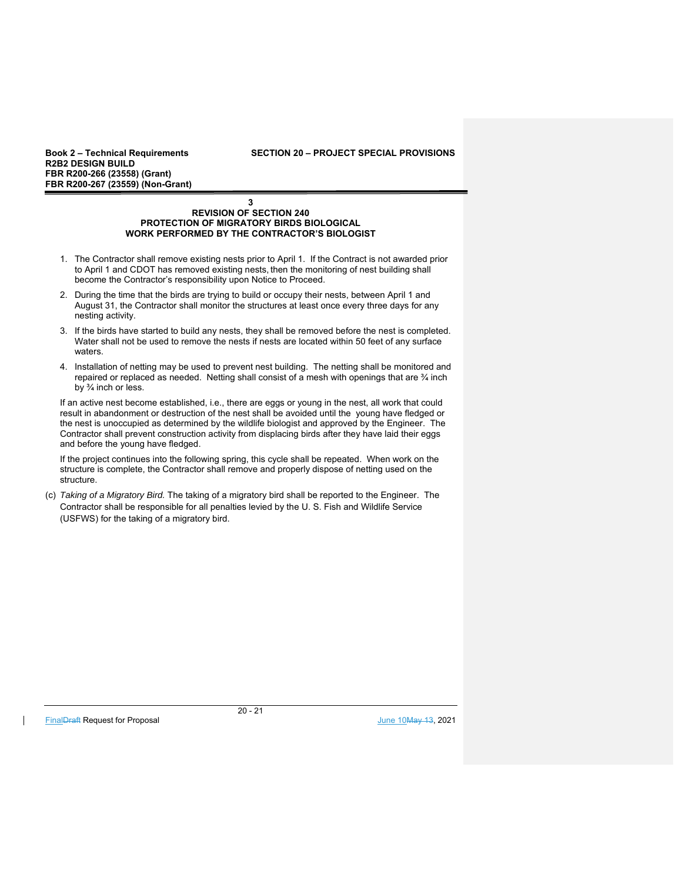**3**

**REVISION OF SECTION 240**
**PROTECTION OF MIGRATORY BIRDS BIOLOGICAL**
**WORK PERFORMED BY THE CONTRACTOR'S BIOLOGIST**

1. The Contractor shall remove existing nests prior to April 1. If the Contract is not awarded prior to April 1 and CDOT has removed existing nests, then the monitoring of nest building shall become the Contractor's responsibility upon Notice to Proceed.
2. During the time that the birds are trying to build or occupy their nests, between April 1 and August 31, the Contractor shall monitor the structures at least once every three days for any nesting activity.
3. If the birds have started to build any nests, they shall be removed before the nest is completed. Water shall not be used to remove the nests if nests are located within 50 feet of any surface waters.
4. Installation of netting may be used to prevent nest building. The netting shall be monitored and repaired or replaced as needed. Netting shall consist of a mesh with openings that are ¾ inch by ¾ inch or less.

If an active nest become established, i.e., there are eggs or young in the nest, all work that could result in abandonment or destruction of the nest shall be avoided until the young have fledged or the nest is unoccupied as determined by the wildlife biologist and approved by the Engineer. The Contractor shall prevent construction activity from displacing birds after they have laid their eggs and before the young have fledged.

If the project continues into the following spring, this cycle shall be repeated. When work on the structure is complete, the Contractor shall remove and properly dispose of netting used on the structure.

(c) *Taking of a Migratory Bird.* The taking of a migratory bird shall be reported to the Engineer. The Contractor shall be responsible for all penalties levied by the U. S. Fish and Wildlife Service (USFWS) for the taking of a migratory bird.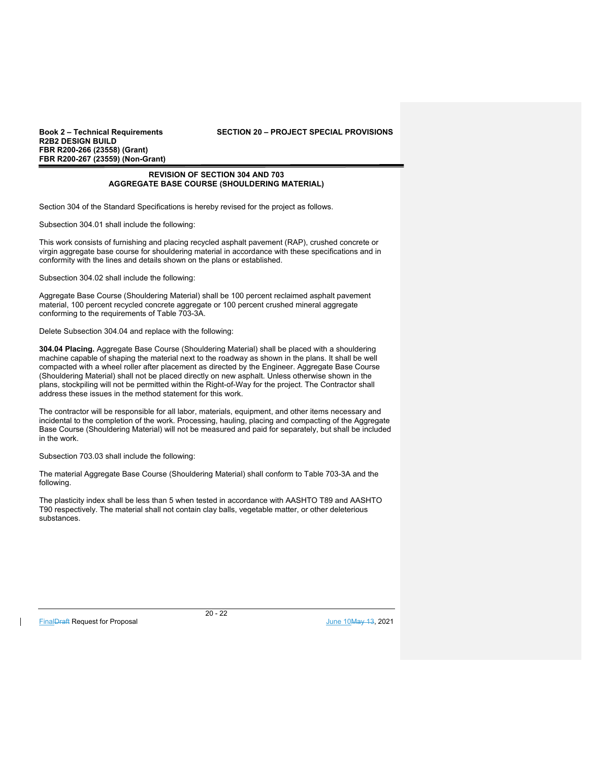## REVISION OF SECTION 304 AND 703
## AGGREGATE BASE COURSE (SHOULDERING MATERIAL)

Section 304 of the Standard Specifications is hereby revised for the project as follows.

Subsection 304.01 shall include the following:

This work consists of furnishing and placing recycled asphalt pavement (RAP), crushed concrete or virgin aggregate base course for shouldering material in accordance with these specifications and in conformity with the lines and details shown on the plans or established.

Subsection 304.02 shall include the following:

Aggregate Base Course (Shouldering Material) shall be 100 percent reclaimed asphalt pavement material, 100 percent recycled concrete aggregate or 100 percent crushed mineral aggregate conforming to the requirements of Table 703-3A.

Delete Subsection 304.04 and replace with the following:

**304.04 Placing.** Aggregate Base Course (Shouldering Material) shall be placed with a shouldering machine capable of shaping the material next to the roadway as shown in the plans. It shall be well compacted with a wheel roller after placement as directed by the Engineer. Aggregate Base Course (Shouldering Material) shall not be placed directly on new asphalt. Unless otherwise shown in the plans, stockpiling will not be permitted within the Right-of-Way for the project. The Contractor shall address these issues in the method statement for this work.

The contractor will be responsible for all labor, materials, equipment, and other items necessary and incidental to the completion of the work. Processing, hauling, placing and compacting of the Aggregate Base Course (Shouldering Material) will not be measured and paid for separately, but shall be included in the work.

Subsection 703.03 shall include the following:

The material Aggregate Base Course (Shouldering Material) shall conform to Table 703-3A and the following.

The plasticity index shall be less than 5 when tested in accordance with AASHTO T89 and AASHTO T90 respectively. The material shall not contain clay balls, vegetable matter, or other deleterious substances.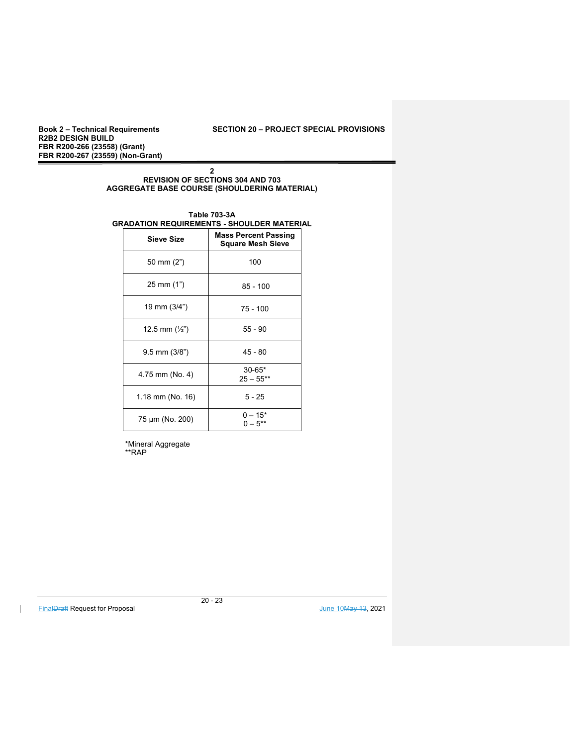**2**
**REVISION OF SECTIONS 304 AND 703**
**AGGREGATE BASE COURSE (SHOULDERING MATERIAL)**

**Table 703-3A**
**GRADATION REQUIREMENTS - SHOULDER MATERIAL**

| Sieve Size | Mass Percent Passing Square Mesh Sieve |
|---|---|
| 50 mm (2") | 100 |
| 25 mm (1") | 85 - 100 |
| 19 mm (3/4") | 75 - 100 |
| 12.5 mm (½") | 55 - 90 |
| 9.5 mm (3/8") | 45 - 80 |
| 4.75 mm (No. 4) | 30-65*<br>25 – 55** |
| 1.18 mm (No. 16) | 5 - 25 |
| 75 µm (No. 200) | 0 – 15*<br>0 – 5** |

*Mineral Aggregate
**RAP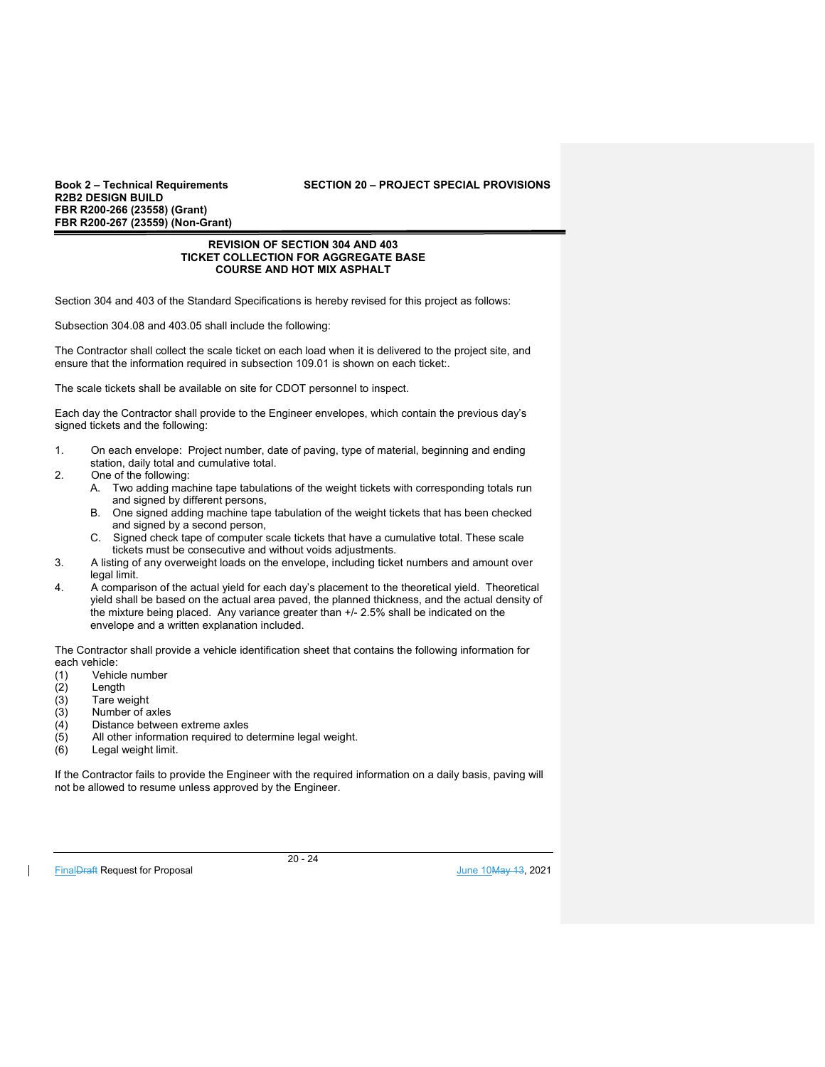## REVISION OF SECTION 304 AND 403
## TICKET COLLECTION FOR AGGREGATE BASE COURSE AND HOT MIX ASPHALT

Section 304 and 403 of the Standard Specifications is hereby revised for this project as follows:

Subsection 304.08 and 403.05 shall include the following:

The Contractor shall collect the scale ticket on each load when it is delivered to the project site, and ensure that the information required in subsection 109.01 is shown on each ticket:.

The scale tickets shall be available on site for CDOT personnel to inspect.

Each day the Contractor shall provide to the Engineer envelopes, which contain the previous day's signed tickets and the following:

1. On each envelope: Project number, date of paving, type of material, beginning and ending station, daily total and cumulative total.
2. One of the following:
   - A. Two adding machine tape tabulations of the weight tickets with corresponding totals run and signed by different persons,
   - B. One signed adding machine tape tabulation of the weight tickets that has been checked and signed by a second person,
   - C. Signed check tape of computer scale tickets that have a cumulative total. These scale tickets must be consecutive and without voids adjustments.
3. A listing of any overweight loads on the envelope, including ticket numbers and amount over legal limit.
4. A comparison of the actual yield for each day's placement to the theoretical yield. Theoretical yield shall be based on the actual area paved, the planned thickness, and the actual density of the mixture being placed. Any variance greater than +/- 2.5% shall be indicated on the envelope and a written explanation included.

The Contractor shall provide a vehicle identification sheet that contains the following information for each vehicle:

(1) Vehicle number
(2) Length
(3) Tare weight
(3) Number of axles
(4) Distance between extreme axles
(5) All other information required to determine legal weight.
(6) Legal weight limit.

If the Contractor fails to provide the Engineer with the required information on a daily basis, paving will not be allowed to resume unless approved by the Engineer.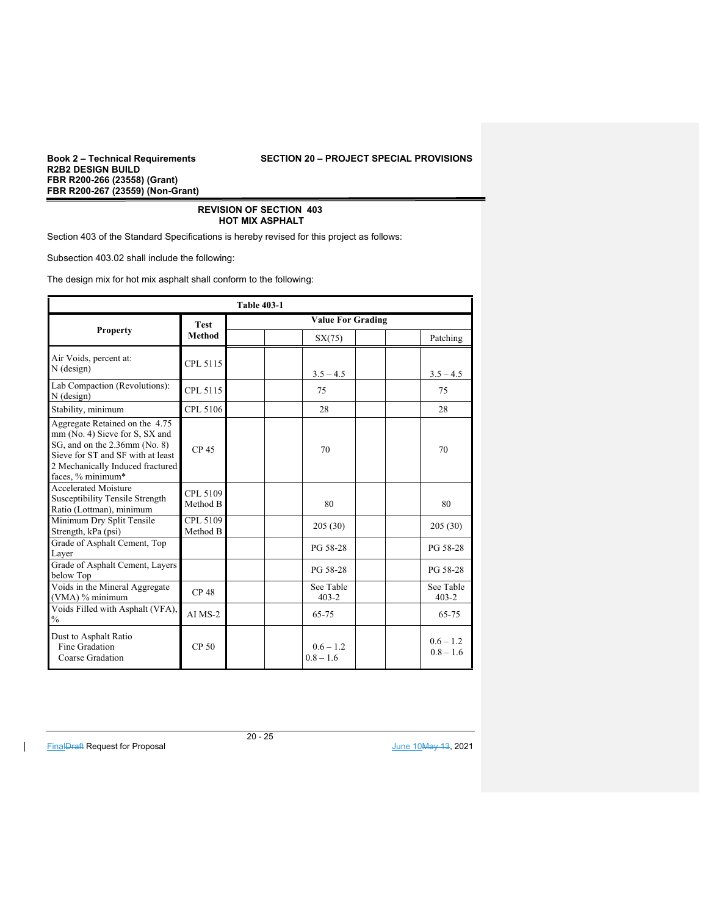## REVISION OF SECTION 403
## HOT MIX ASPHALT

Section 403 of the Standard Specifications is hereby revised for this project as follows:

Subsection 403.02 shall include the following:

The design mix for hot mix asphalt shall conform to the following:

| Table 403-1 | | | | | | | |
|---|---|---|---|---|---|---|---|
| **Property** | **Test Method** | **Value For Grading** | | | | | |
| | | | | SX(75) | | | Patching |
| Air Voids, percent at: N (design) | CPL 5115 | | | 3.5 – 4.5 | | | 3.5 – 4.5 |
| Lab Compaction (Revolutions): N (design) | CPL 5115 | | | 75 | | | 75 |
| Stability, minimum | CPL 5106 | | | 28 | | | 28 |
| Aggregate Retained on the 4.75 mm (No. 4) Sieve for S, SX and SG, and on the 2.36mm (No. 8) Sieve for ST and SF with at least 2 Mechanically Induced fractured faces, % minimum* | CP 45 | | | 70 | | | 70 |
| Accelerated Moisture Susceptibility Tensile Strength Ratio (Lottman), minimum | CPL 5109 Method B | | | 80 | | | 80 |
| Minimum Dry Split Tensile Strength, kPa (psi) | CPL 5109 Method B | | | 205 (30) | | | 205 (30) |
| Grade of Asphalt Cement, Top Layer | | | | PG 58-28 | | | PG 58-28 |
| Grade of Asphalt Cement, Layers below Top | | | | PG 58-28 | | | PG 58-28 |
| Voids in the Mineral Aggregate (VMA) % minimum | CP 48 | | | See Table 403-2 | | | See Table 403-2 |
| Voids Filled with Asphalt (VFA), % | AI MS-2 | | | 65-75 | | | 65-75 |
| Dust to Asphalt Ratio<br>Fine Gradation<br>Coarse Gradation | CP 50 | | | 0.6 – 1.2<br>0.8 – 1.6 | | | 0.6 – 1.2<br>0.8 – 1.6 |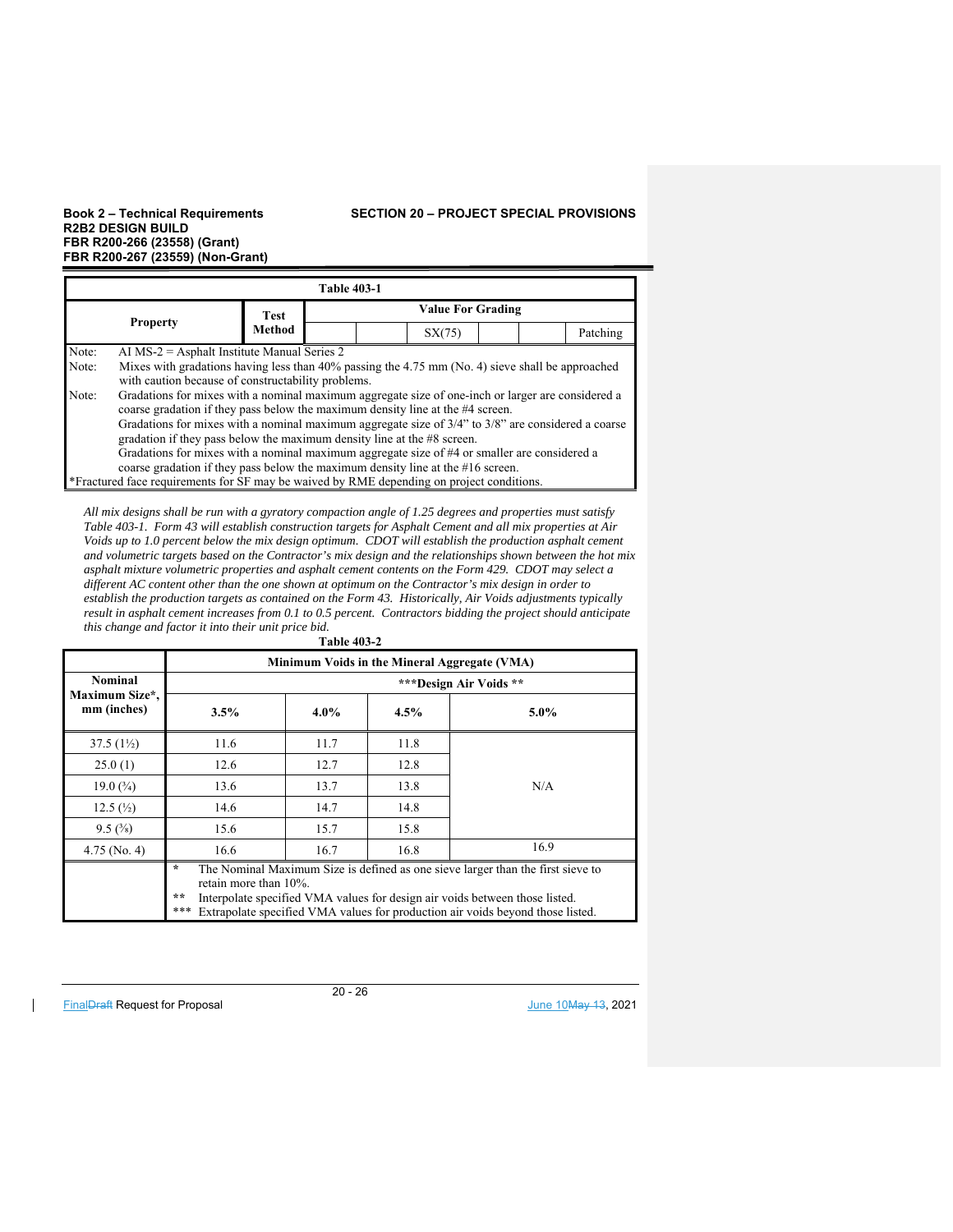| Table 403-1 | | | | | | | |
|---|---|---|---|---|---|---|---|
| Property | Test Method | Value For Grading | | | | | |
| | | | | SX(75) | | | Patching |

Note: AI MS-2 = Asphalt Institute Manual Series 2

Note: Mixes with gradations having less than 40% passing the 4.75 mm (No. 4) sieve shall be approached with caution because of constructability problems.

Note: Gradations for mixes with a nominal maximum aggregate size of one-inch or larger are considered a coarse gradation if they pass below the maximum density line at the #4 screen.
Gradations for mixes with a nominal maximum aggregate size of 3/4" to 3/8" are considered a coarse gradation if they pass below the maximum density line at the #8 screen.
Gradations for mixes with a nominal maximum aggregate size of #4 or smaller are considered a coarse gradation if they pass below the maximum density line at the #16 screen.

*Fractured face requirements for SF may be waived by RME depending on project conditions.

*All mix designs shall be run with a gyratory compaction angle of 1.25 degrees and properties must satisfy Table 403-1. Form 43 will establish construction targets for Asphalt Cement and all mix properties at Air Voids up to 1.0 percent below the mix design optimum. CDOT will establish the production asphalt cement and volumetric targets based on the Contractor's mix design and the relationships shown between the hot mix asphalt mixture volumetric properties and asphalt cement contents on the Form 429. CDOT may select a different AC content other than the one shown at optimum on the Contractor's mix design in order to establish the production targets as contained on the Form 43. Historically, Air Voids adjustments typically result in asphalt cement increases from 0.1 to 0.5 percent. Contractors bidding the project should anticipate this change and factor it into their unit price bid.*

**Table 403-2**

| Nominal Maximum Size*, mm (inches) | Minimum Voids in the Mineral Aggregate (VMA) | | | |
|---|---|---|---|---|
| | ***Design Air Voids ** | | | |
| | 3.5% | 4.0% | 4.5% | 5.0% |
| 37.5 (1½) | 11.6 | 11.7 | 11.8 | N/A |
| 25.0 (1) | 12.6 | 12.7 | 12.8 | N/A |
| 19.0 (¾) | 13.6 | 13.7 | 13.8 | N/A |
| 12.5 (½) | 14.6 | 14.7 | 14.8 | N/A |
| 9.5 (⅜) | 15.6 | 15.7 | 15.8 | N/A |
| 4.75 (No. 4) | 16.6 | 16.7 | 16.8 | 16.9 |

\* The Nominal Maximum Size is defined as one sieve larger than the first sieve to retain more than 10%.

** Interpolate specified VMA values for design air voids between those listed.

*** Extrapolate specified VMA values for production air voids beyond those listed.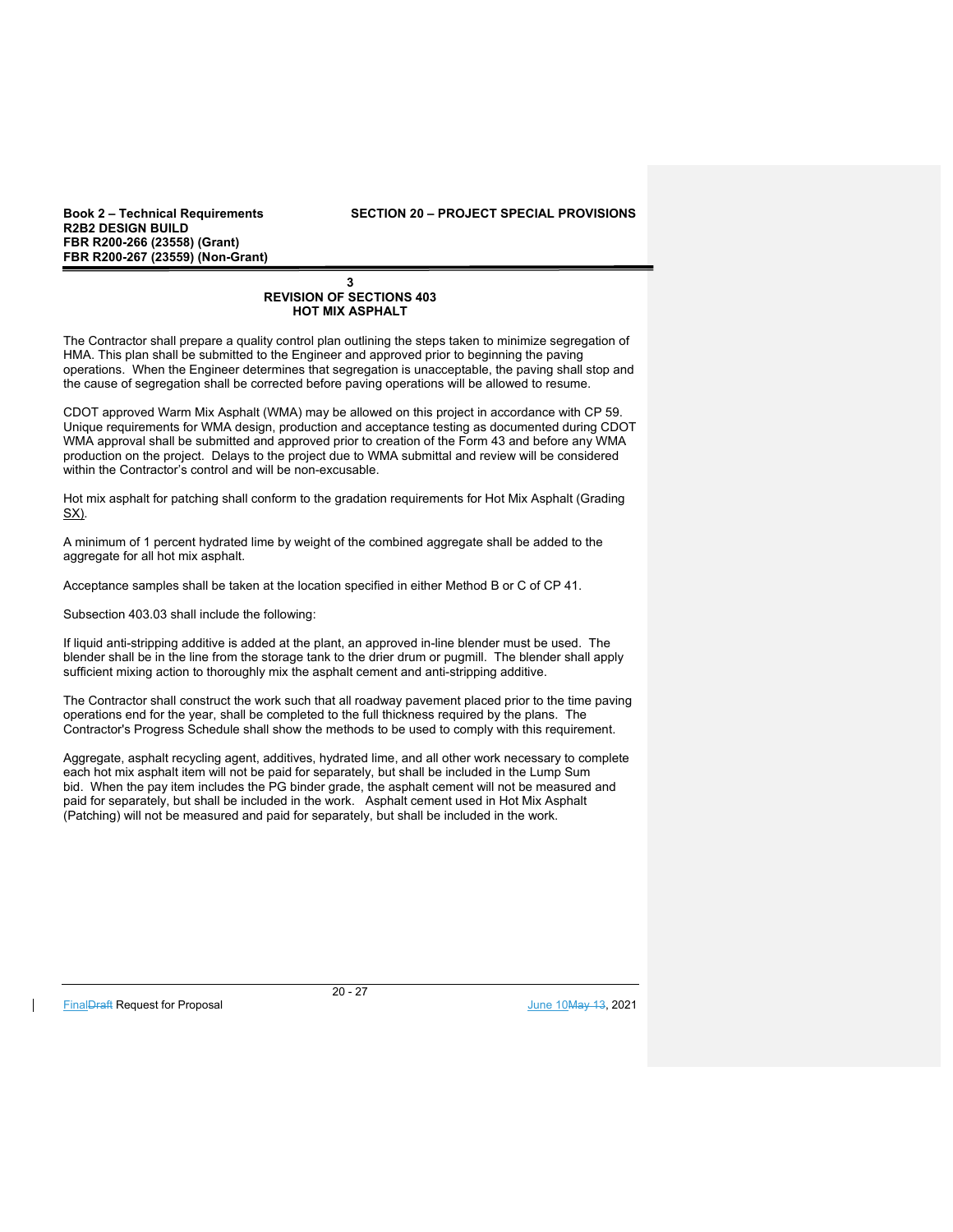## 3
## REVISION OF SECTIONS 403
## HOT MIX ASPHALT

The Contractor shall prepare a quality control plan outlining the steps taken to minimize segregation of HMA. This plan shall be submitted to the Engineer and approved prior to beginning the paving operations. When the Engineer determines that segregation is unacceptable, the paving shall stop and the cause of segregation shall be corrected before paving operations will be allowed to resume.

CDOT approved Warm Mix Asphalt (WMA) may be allowed on this project in accordance with CP 59. Unique requirements for WMA design, production and acceptance testing as documented during CDOT WMA approval shall be submitted and approved prior to creation of the Form 43 and before any WMA production on the project. Delays to the project due to WMA submittal and review will be considered within the Contractor's control and will be non-excusable.

Hot mix asphalt for patching shall conform to the gradation requirements for Hot Mix Asphalt (Grading SX).

A minimum of 1 percent hydrated lime by weight of the combined aggregate shall be added to the aggregate for all hot mix asphalt.

Acceptance samples shall be taken at the location specified in either Method B or C of CP 41.

Subsection 403.03 shall include the following:

If liquid anti-stripping additive is added at the plant, an approved in-line blender must be used. The blender shall be in the line from the storage tank to the drier drum or pugmill. The blender shall apply sufficient mixing action to thoroughly mix the asphalt cement and anti-stripping additive.

The Contractor shall construct the work such that all roadway pavement placed prior to the time paving operations end for the year, shall be completed to the full thickness required by the plans. The Contractor's Progress Schedule shall show the methods to be used to comply with this requirement.

Aggregate, asphalt recycling agent, additives, hydrated lime, and all other work necessary to complete each hot mix asphalt item will not be paid for separately, but shall be included in the Lump Sum bid. When the pay item includes the PG binder grade, the asphalt cement will not be measured and paid for separately, but shall be included in the work. Asphalt cement used in Hot Mix Asphalt (Patching) will not be measured and paid for separately, but shall be included in the work.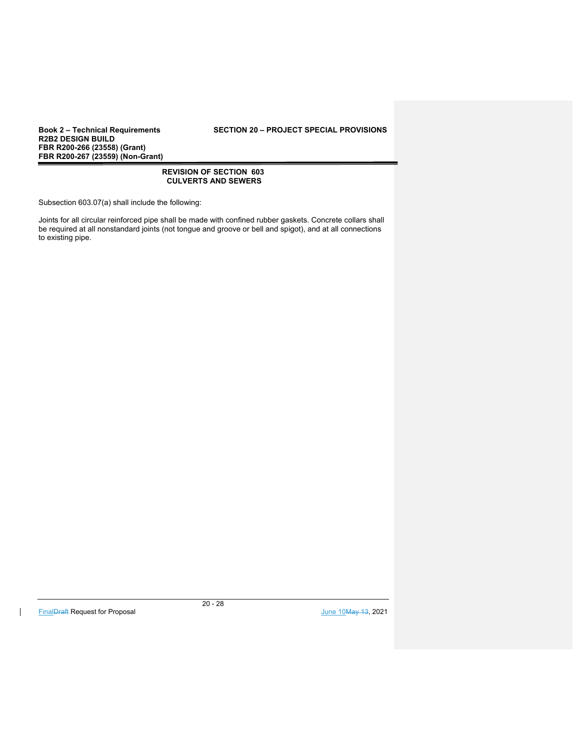## REVISION OF SECTION 603
## CULVERTS AND SEWERS

Subsection 603.07(a) shall include the following:

Joints for all circular reinforced pipe shall be made with confined rubber gaskets. Concrete collars shall be required at all nonstandard joints (not tongue and groove or bell and spigot), and at all connections to existing pipe.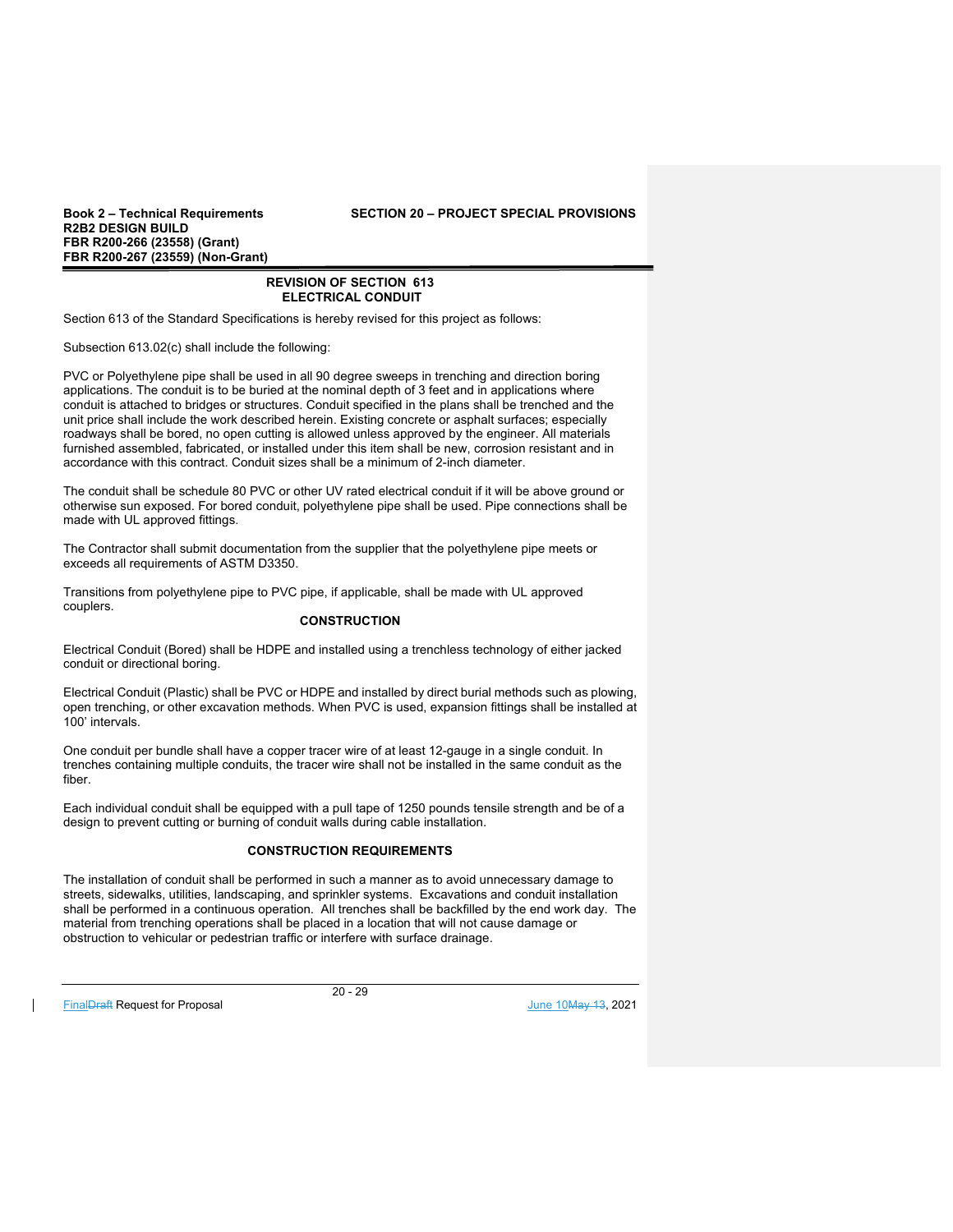## REVISION OF SECTION 613
## ELECTRICAL CONDUIT

Section 613 of the Standard Specifications is hereby revised for this project as follows:

Subsection 613.02(c) shall include the following:

PVC or Polyethylene pipe shall be used in all 90 degree sweeps in trenching and direction boring applications. The conduit is to be buried at the nominal depth of 3 feet and in applications where conduit is attached to bridges or structures. Conduit specified in the plans shall be trenched and the unit price shall include the work described herein. Existing concrete or asphalt surfaces; especially roadways shall be bored, no open cutting is allowed unless approved by the engineer. All materials furnished assembled, fabricated, or installed under this item shall be new, corrosion resistant and in accordance with this contract. Conduit sizes shall be a minimum of 2-inch diameter.

The conduit shall be schedule 80 PVC or other UV rated electrical conduit if it will be above ground or otherwise sun exposed. For bored conduit, polyethylene pipe shall be used. Pipe connections shall be made with UL approved fittings.

The Contractor shall submit documentation from the supplier that the polyethylene pipe meets or exceeds all requirements of ASTM D3350.

Transitions from polyethylene pipe to PVC pipe, if applicable, shall be made with UL approved couplers.

### CONSTRUCTION

Electrical Conduit (Bored) shall be HDPE and installed using a trenchless technology of either jacked conduit or directional boring.

Electrical Conduit (Plastic) shall be PVC or HDPE and installed by direct burial methods such as plowing, open trenching, or other excavation methods. When PVC is used, expansion fittings shall be installed at 100' intervals.

One conduit per bundle shall have a copper tracer wire of at least 12-gauge in a single conduit. In trenches containing multiple conduits, the tracer wire shall not be installed in the same conduit as the fiber.

Each individual conduit shall be equipped with a pull tape of 1250 pounds tensile strength and be of a design to prevent cutting or burning of conduit walls during cable installation.

### CONSTRUCTION REQUIREMENTS

The installation of conduit shall be performed in such a manner as to avoid unnecessary damage to streets, sidewalks, utilities, landscaping, and sprinkler systems. Excavations and conduit installation shall be performed in a continuous operation. All trenches shall be backfilled by the end work day. The material from trenching operations shall be placed in a location that will not cause damage or obstruction to vehicular or pedestrian traffic or interfere with surface drainage.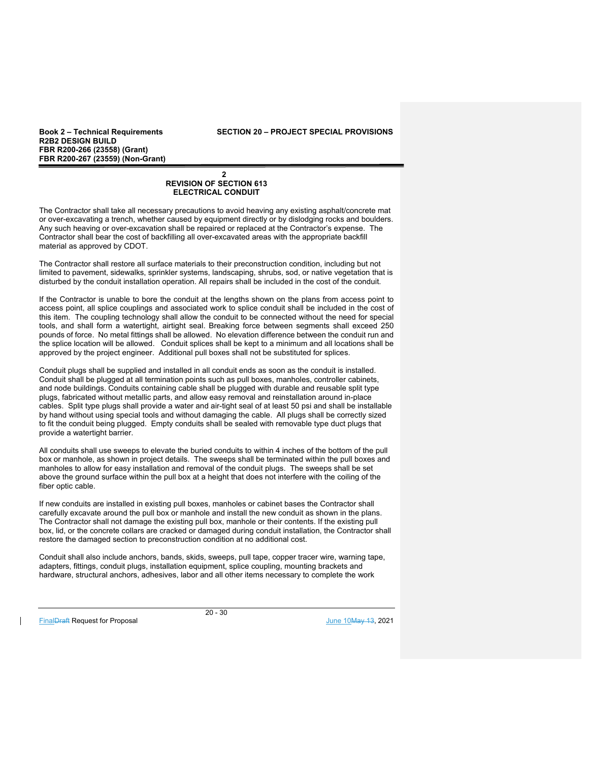## 2
## REVISION OF SECTION 613
## ELECTRICAL CONDUIT

The Contractor shall take all necessary precautions to avoid heaving any existing asphalt/concrete mat or over-excavating a trench, whether caused by equipment directly or by dislodging rocks and boulders. Any such heaving or over-excavation shall be repaired or replaced at the Contractor's expense. The Contractor shall bear the cost of backfilling all over-excavated areas with the appropriate backfill material as approved by CDOT.

The Contractor shall restore all surface materials to their preconstruction condition, including but not limited to pavement, sidewalks, sprinkler systems, landscaping, shrubs, sod, or native vegetation that is disturbed by the conduit installation operation. All repairs shall be included in the cost of the conduit.

If the Contractor is unable to bore the conduit at the lengths shown on the plans from access point to access point, all splice couplings and associated work to splice conduit shall be included in the cost of this item. The coupling technology shall allow the conduit to be connected without the need for special tools, and shall form a watertight, airtight seal. Breaking force between segments shall exceed 250 pounds of force. No metal fittings shall be allowed. No elevation difference between the conduit run and the splice location will be allowed. Conduit splices shall be kept to a minimum and all locations shall be approved by the project engineer. Additional pull boxes shall not be substituted for splices.

Conduit plugs shall be supplied and installed in all conduit ends as soon as the conduit is installed. Conduit shall be plugged at all termination points such as pull boxes, manholes, controller cabinets, and node buildings. Conduits containing cable shall be plugged with durable and reusable split type plugs, fabricated without metallic parts, and allow easy removal and reinstallation around in-place cables. Split type plugs shall provide a water and air-tight seal of at least 50 psi and shall be installable by hand without using special tools and without damaging the cable. All plugs shall be correctly sized to fit the conduit being plugged. Empty conduits shall be sealed with removable type duct plugs that provide a watertight barrier.

All conduits shall use sweeps to elevate the buried conduits to within 4 inches of the bottom of the pull box or manhole, as shown in project details. The sweeps shall be terminated within the pull boxes and manholes to allow for easy installation and removal of the conduit plugs. The sweeps shall be set above the ground surface within the pull box at a height that does not interfere with the coiling of the fiber optic cable.

If new conduits are installed in existing pull boxes, manholes or cabinet bases the Contractor shall carefully excavate around the pull box or manhole and install the new conduit as shown in the plans. The Contractor shall not damage the existing pull box, manhole or their contents. If the existing pull box, lid, or the concrete collars are cracked or damaged during conduit installation, the Contractor shall restore the damaged section to preconstruction condition at no additional cost.

Conduit shall also include anchors, bands, skids, sweeps, pull tape, copper tracer wire, warning tape, adapters, fittings, conduit plugs, installation equipment, splice coupling, mounting brackets and hardware, structural anchors, adhesives, labor and all other items necessary to complete the work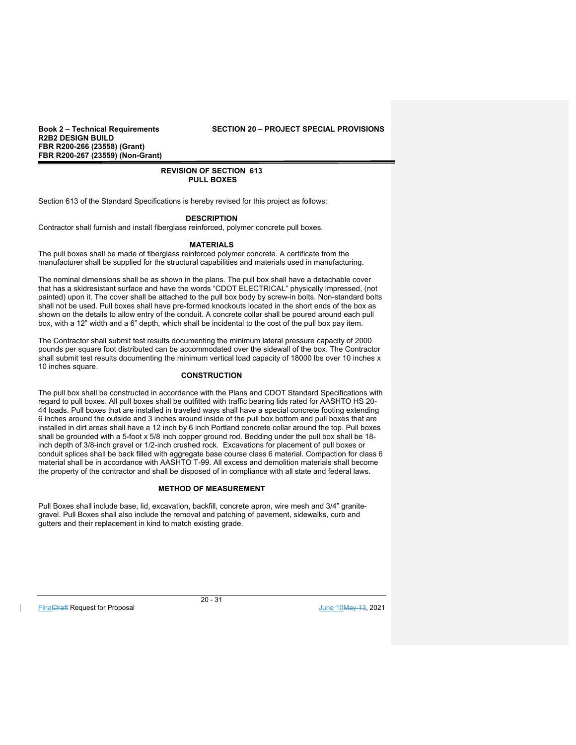## REVISION OF SECTION 613
## PULL BOXES

Section 613 of the Standard Specifications is hereby revised for this project as follows:

### DESCRIPTION

Contractor shall furnish and install fiberglass reinforced, polymer concrete pull boxes.

### MATERIALS

The pull boxes shall be made of fiberglass reinforced polymer concrete. A certificate from the manufacturer shall be supplied for the structural capabilities and materials used in manufacturing.

The nominal dimensions shall be as shown in the plans. The pull box shall have a detachable cover that has a skidresistant surface and have the words "CDOT ELECTRICAL" physically impressed, (not painted) upon it. The cover shall be attached to the pull box body by screw-in bolts. Non-standard bolts shall not be used. Pull boxes shall have pre-formed knockouts located in the short ends of the box as shown on the details to allow entry of the conduit. A concrete collar shall be poured around each pull box, with a 12" width and a 6" depth, which shall be incidental to the cost of the pull box pay item.

The Contractor shall submit test results documenting the minimum lateral pressure capacity of 2000 pounds per square foot distributed can be accommodated over the sidewall of the box. The Contractor shall submit test results documenting the minimum vertical load capacity of 18000 lbs over 10 inches x 10 inches square.

### CONSTRUCTION

The pull box shall be constructed in accordance with the Plans and CDOT Standard Specifications with regard to pull boxes. All pull boxes shall be outfitted with traffic bearing lids rated for AASHTO HS 20-44 loads. Pull boxes that are installed in traveled ways shall have a special concrete footing extending 6 inches around the outside and 3 inches around inside of the pull box bottom and pull boxes that are installed in dirt areas shall have a 12 inch by 6 inch Portland concrete collar around the top. Pull boxes shall be grounded with a 5-foot x 5/8 inch copper ground rod. Bedding under the pull box shall be 18-inch depth of 3/8-inch gravel or 1/2-inch crushed rock. Excavations for placement of pull boxes or conduit splices shall be back filled with aggregate base course class 6 material. Compaction for class 6 material shall be in accordance with AASHTO T-99. All excess and demolition materials shall become the property of the contractor and shall be disposed of in compliance with all state and federal laws.

### METHOD OF MEASUREMENT

Pull Boxes shall include base, lid, excavation, backfill, concrete apron, wire mesh and 3/4" granite-gravel. Pull Boxes shall also include the removal and patching of pavement, sidewalks, curb and gutters and their replacement in kind to match existing grade.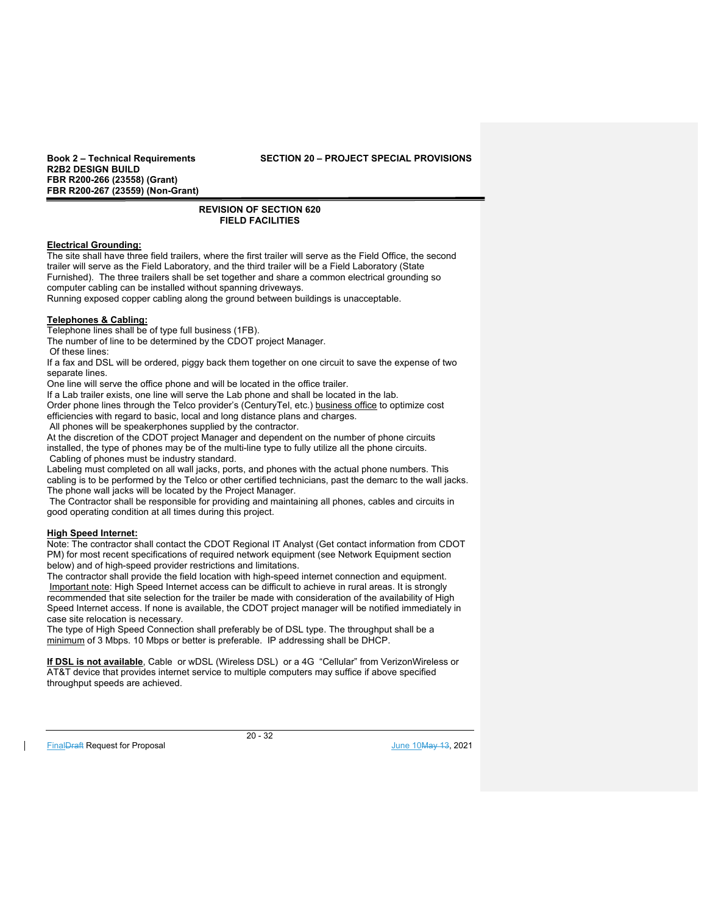## REVISION OF SECTION 620
## FIELD FACILITIES

**Electrical Grounding:**

The site shall have three field trailers, where the first trailer will serve as the Field Office, the second trailer will serve as the Field Laboratory, and the third trailer will be a Field Laboratory (State Furnished). The three trailers shall be set together and share a common electrical grounding so computer cabling can be installed without spanning driveways.

Running exposed copper cabling along the ground between buildings is unacceptable.

**Telephones & Cabling:**

Telephone lines shall be of type full business (1FB).

The number of line to be determined by the CDOT project Manager.

Of these lines:

If a fax and DSL will be ordered, piggy back them together on one circuit to save the expense of two separate lines.

One line will serve the office phone and will be located in the office trailer.

If a Lab trailer exists, one line will serve the Lab phone and shall be located in the lab.

Order phone lines through the Telco provider's (CenturyTel, etc.) business office to optimize cost efficiencies with regard to basic, local and long distance plans and charges.

All phones will be speakerphones supplied by the contractor.

At the discretion of the CDOT project Manager and dependent on the number of phone circuits installed, the type of phones may be of the multi-line type to fully utilize all the phone circuits.

Cabling of phones must be industry standard.

Labeling must completed on all wall jacks, ports, and phones with the actual phone numbers. This cabling is to be performed by the Telco or other certified technicians, past the demarc to the wall jacks. The phone wall jacks will be located by the Project Manager.

The Contractor shall be responsible for providing and maintaining all phones, cables and circuits in good operating condition at all times during this project.

**High Speed Internet:**

Note: The contractor shall contact the CDOT Regional IT Analyst (Get contact information from CDOT PM) for most recent specifications of required network equipment (see Network Equipment section below) and of high-speed provider restrictions and limitations.

The contractor shall provide the field location with high-speed internet connection and equipment.

Important note: High Speed Internet access can be difficult to achieve in rural areas. It is strongly recommended that site selection for the trailer be made with consideration of the availability of High Speed Internet access. If none is available, the CDOT project manager will be notified immediately in case site relocation is necessary.

The type of High Speed Connection shall preferably be of DSL type. The throughput shall be a minimum of 3 Mbps. 10 Mbps or better is preferable. IP addressing shall be DHCP.

**If DSL is not available**, Cable or wDSL (Wireless DSL) or a 4G "Cellular" from VerizonWireless or AT&T device that provides internet service to multiple computers may suffice if above specified throughput speeds are achieved.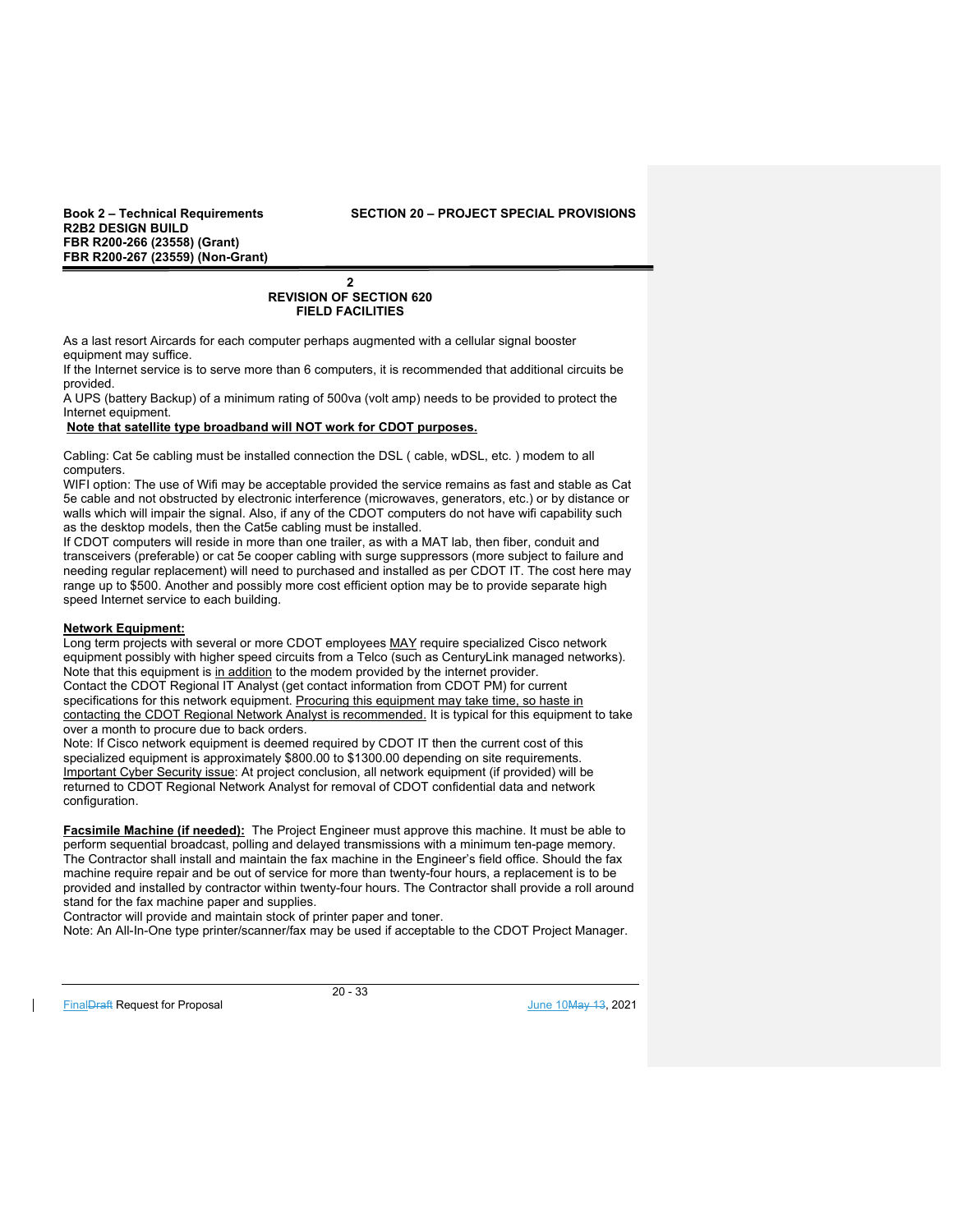**2**
**REVISION OF SECTION 620**
**FIELD FACILITIES**

As a last resort Aircards for each computer perhaps augmented with a cellular signal booster equipment may suffice.
If the Internet service is to serve more than 6 computers, it is recommended that additional circuits be provided.
A UPS (battery Backup) of a minimum rating of 500va (volt amp) needs to be provided to protect the Internet equipment.
**Note that satellite type broadband will NOT work for CDOT purposes.**

Cabling: Cat 5e cabling must be installed connection the DSL ( cable, wDSL, etc. ) modem to all computers.
WIFI option: The use of Wifi may be acceptable provided the service remains as fast and stable as Cat 5e cable and not obstructed by electronic interference (microwaves, generators, etc.) or by distance or walls which will impair the signal. Also, if any of the CDOT computers do not have wifi capability such as the desktop models, then the Cat5e cabling must be installed.
If CDOT computers will reside in more than one trailer, as with a MAT lab, then fiber, conduit and transceivers (preferable) or cat 5e cooper cabling with surge suppressors (more subject to failure and needing regular replacement) will need to purchased and installed as per CDOT IT. The cost here may range up to $500. Another and possibly more cost efficient option may be to provide separate high speed Internet service to each building.

**Network Equipment:**
Long term projects with several or more CDOT employees MAY require specialized Cisco network equipment possibly with higher speed circuits from a Telco (such as CenturyLink managed networks). Note that this equipment is in addition to the modem provided by the internet provider.
Contact the CDOT Regional IT Analyst (get contact information from CDOT PM) for current specifications for this network equipment. Procuring this equipment may take time, so haste in contacting the CDOT Regional Network Analyst is recommended. It is typical for this equipment to take over a month to procure due to back orders.
Note: If Cisco network equipment is deemed required by CDOT IT then the current cost of this specialized equipment is approximately $800.00 to $1300.00 depending on site requirements.
Important Cyber Security issue: At project conclusion, all network equipment (if provided) will be returned to CDOT Regional Network Analyst for removal of CDOT confidential data and network configuration.

**Facsimile Machine (if needed):** The Project Engineer must approve this machine. It must be able to perform sequential broadcast, polling and delayed transmissions with a minimum ten-page memory. The Contractor shall install and maintain the fax machine in the Engineer's field office. Should the fax machine require repair and be out of service for more than twenty-four hours, a replacement is to be provided and installed by contractor within twenty-four hours. The Contractor shall provide a roll around stand for the fax machine paper and supplies.
Contractor will provide and maintain stock of printer paper and toner.
Note: An All-In-One type printer/scanner/fax may be used if acceptable to the CDOT Project Manager.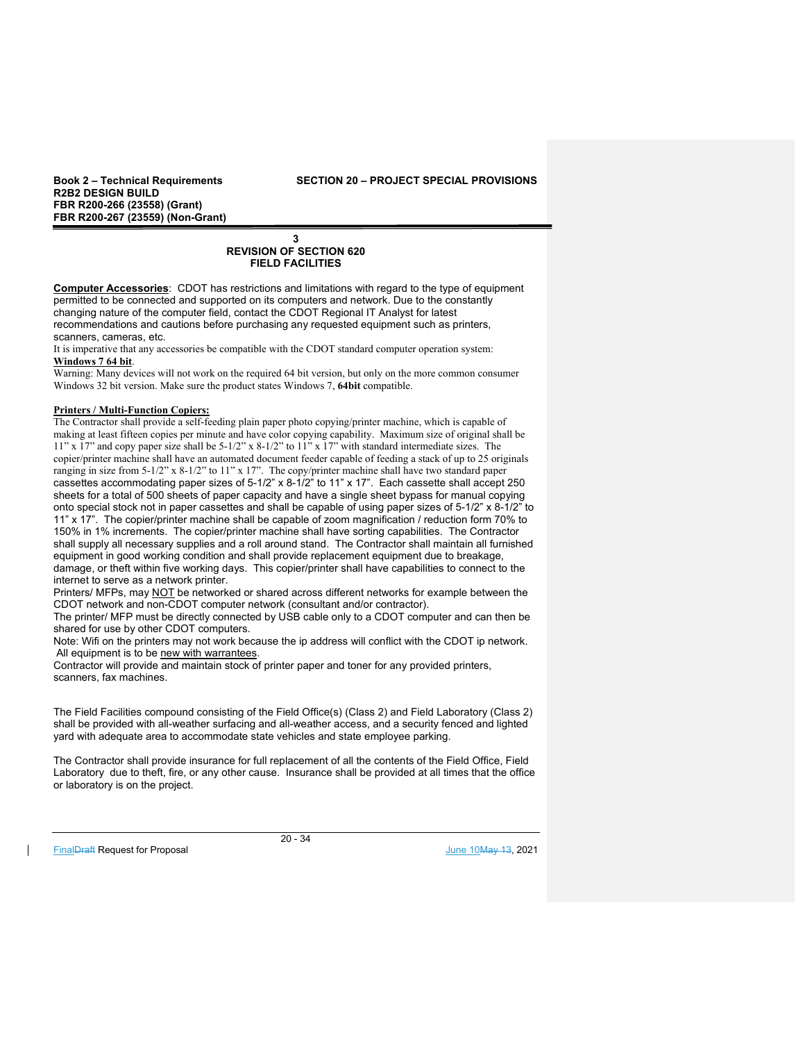## 3
## REVISION OF SECTION 620
## FIELD FACILITIES

**Computer Accessories**: CDOT has restrictions and limitations with regard to the type of equipment permitted to be connected and supported on its computers and network. Due to the constantly changing nature of the computer field, contact the CDOT Regional IT Analyst for latest recommendations and cautions before purchasing any requested equipment such as printers, scanners, cameras, etc.

It is imperative that any accessories be compatible with the CDOT standard computer operation system: **Windows 7 64 bit**.

Warning: Many devices will not work on the required 64 bit version, but only on the more common consumer Windows 32 bit version. Make sure the product states Windows 7, **64bit** compatible.

**Printers / Multi-Function Copiers:**

The Contractor shall provide a self-feeding plain paper photo copying/printer machine, which is capable of making at least fifteen copies per minute and have color copying capability. Maximum size of original shall be 11" x 17" and copy paper size shall be 5-1/2" x 8-1/2" to 11" x 17" with standard intermediate sizes. The copier/printer machine shall have an automated document feeder capable of feeding a stack of up to 25 originals ranging in size from 5-1/2" x 8-1/2" to 11" x 17". The copy/printer machine shall have two standard paper cassettes accommodating paper sizes of 5-1/2" x 8-1/2" to 11" x 17". Each cassette shall accept 250 sheets for a total of 500 sheets of paper capacity and have a single sheet bypass for manual copying onto special stock not in paper cassettes and shall be capable of using paper sizes of 5-1/2" x 8-1/2" to 11" x 17". The copier/printer machine shall be capable of zoom magnification / reduction form 70% to 150% in 1% increments. The copier/printer machine shall have sorting capabilities. The Contractor shall supply all necessary supplies and a roll around stand. The Contractor shall maintain all furnished equipment in good working condition and shall provide replacement equipment due to breakage, damage, or theft within five working days. This copier/printer shall have capabilities to connect to the internet to serve as a network printer.

Printers/ MFPs, may NOT be networked or shared across different networks for example between the CDOT network and non-CDOT computer network (consultant and/or contractor).

The printer/ MFP must be directly connected by USB cable only to a CDOT computer and can then be shared for use by other CDOT computers.

Note: Wifi on the printers may not work because the ip address will conflict with the CDOT ip network. All equipment is to be new with warrantees.

Contractor will provide and maintain stock of printer paper and toner for any provided printers, scanners, fax machines.

The Field Facilities compound consisting of the Field Office(s) (Class 2) and Field Laboratory (Class 2) shall be provided with all-weather surfacing and all-weather access, and a security fenced and lighted yard with adequate area to accommodate state vehicles and state employee parking.

The Contractor shall provide insurance for full replacement of all the contents of the Field Office, Field Laboratory due to theft, fire, or any other cause. Insurance shall be provided at all times that the office or laboratory is on the project.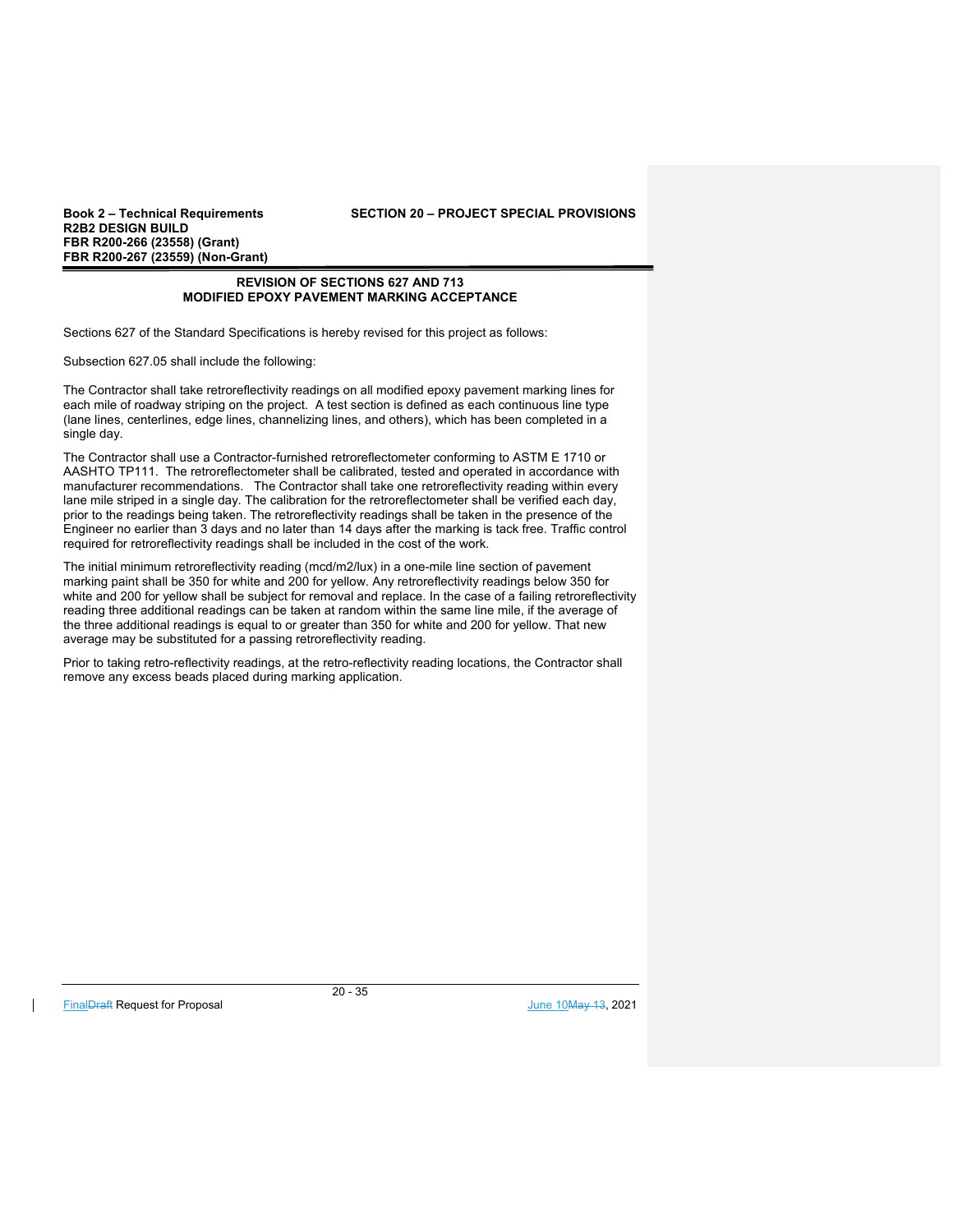## REVISION OF SECTIONS 627 AND 713
## MODIFIED EPOXY PAVEMENT MARKING ACCEPTANCE

Sections 627 of the Standard Specifications is hereby revised for this project as follows:

Subsection 627.05 shall include the following:

The Contractor shall take retroreflectivity readings on all modified epoxy pavement marking lines for each mile of roadway striping on the project. A test section is defined as each continuous line type (lane lines, centerlines, edge lines, channelizing lines, and others), which has been completed in a single day.

The Contractor shall use a Contractor-furnished retroreflectometer conforming to ASTM E 1710 or AASHTO TP111. The retroreflectometer shall be calibrated, tested and operated in accordance with manufacturer recommendations. The Contractor shall take one retroreflectivity reading within every lane mile striped in a single day. The calibration for the retroreflectometer shall be verified each day, prior to the readings being taken. The retroreflectivity readings shall be taken in the presence of the Engineer no earlier than 3 days and no later than 14 days after the marking is tack free. Traffic control required for retroreflectivity readings shall be included in the cost of the work.

The initial minimum retroreflectivity reading (mcd/m2/lux) in a one-mile line section of pavement marking paint shall be 350 for white and 200 for yellow. Any retroreflectivity readings below 350 for white and 200 for yellow shall be subject for removal and replace. In the case of a failing retroreflectivity reading three additional readings can be taken at random within the same line mile, if the average of the three additional readings is equal to or greater than 350 for white and 200 for yellow. That new average may be substituted for a passing retroreflectivity reading.

Prior to taking retro-reflectivity readings, at the retro-reflectivity reading locations, the Contractor shall remove any excess beads placed during marking application.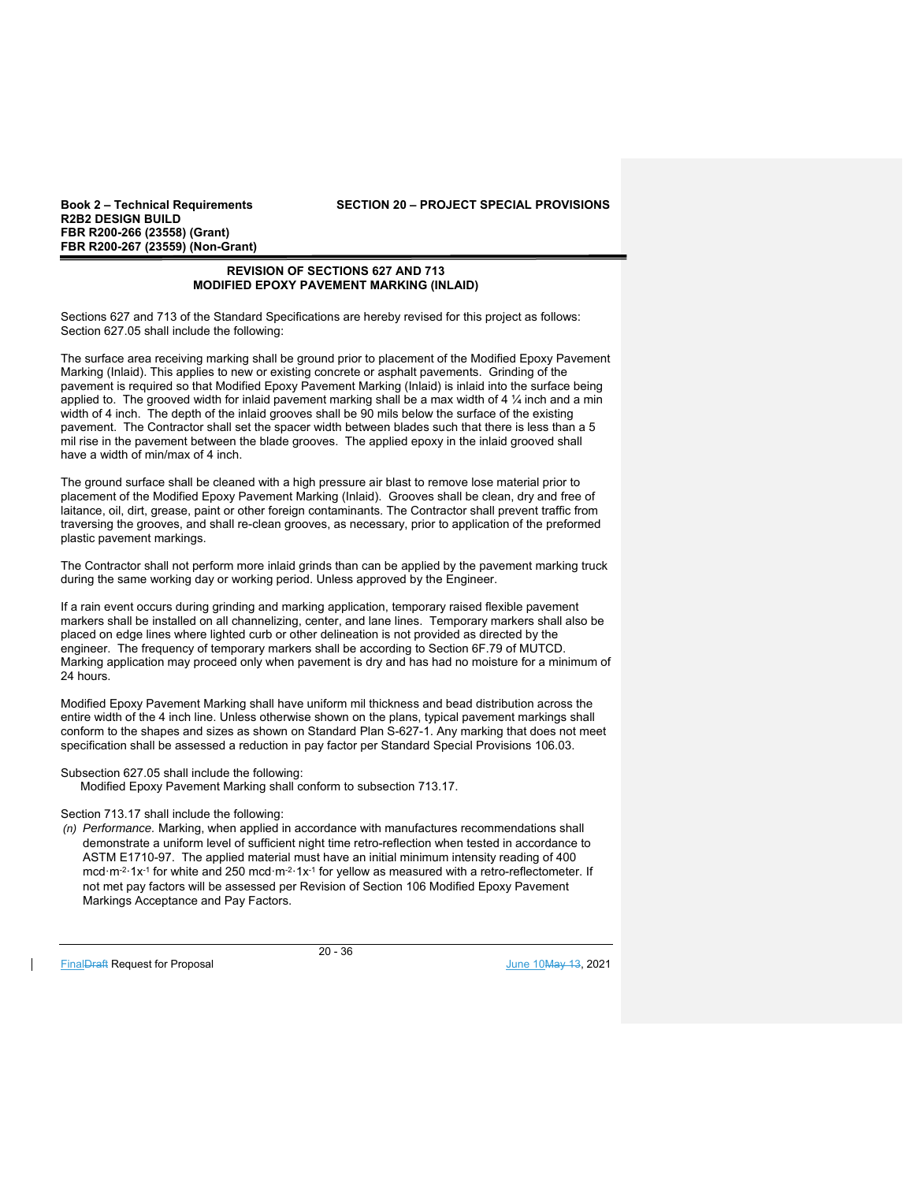## REVISION OF SECTIONS 627 AND 713
## MODIFIED EPOXY PAVEMENT MARKING (INLAID)

Sections 627 and 713 of the Standard Specifications are hereby revised for this project as follows:
Section 627.05 shall include the following:

The surface area receiving marking shall be ground prior to placement of the Modified Epoxy Pavement Marking (Inlaid). This applies to new or existing concrete or asphalt pavements. Grinding of the pavement is required so that Modified Epoxy Pavement Marking (Inlaid) is inlaid into the surface being applied to. The grooved width for inlaid pavement marking shall be a max width of 4 ¼ inch and a min width of 4 inch. The depth of the inlaid grooves shall be 90 mils below the surface of the existing pavement. The Contractor shall set the spacer width between blades such that there is less than a 5 mil rise in the pavement between the blade grooves. The applied epoxy in the inlaid grooved shall have a width of min/max of 4 inch.

The ground surface shall be cleaned with a high pressure air blast to remove lose material prior to placement of the Modified Epoxy Pavement Marking (Inlaid). Grooves shall be clean, dry and free of laitance, oil, dirt, grease, paint or other foreign contaminants. The Contractor shall prevent traffic from traversing the grooves, and shall re-clean grooves, as necessary, prior to application of the preformed plastic pavement markings.

The Contractor shall not perform more inlaid grinds than can be applied by the pavement marking truck during the same working day or working period. Unless approved by the Engineer.

If a rain event occurs during grinding and marking application, temporary raised flexible pavement markers shall be installed on all channelizing, center, and lane lines. Temporary markers shall also be placed on edge lines where lighted curb or other delineation is not provided as directed by the engineer. The frequency of temporary markers shall be according to Section 6F.79 of MUTCD. Marking application may proceed only when pavement is dry and has had no moisture for a minimum of 24 hours.

Modified Epoxy Pavement Marking shall have uniform mil thickness and bead distribution across the entire width of the 4 inch line. Unless otherwise shown on the plans, typical pavement markings shall conform to the shapes and sizes as shown on Standard Plan S-627-1. Any marking that does not meet specification shall be assessed a reduction in pay factor per Standard Special Provisions 106.03.

Subsection 627.05 shall include the following:

Modified Epoxy Pavement Marking shall conform to subsection 713.17.

Section 713.17 shall include the following:

*(n) Performance.* Marking, when applied in accordance with manufactures recommendations shall demonstrate a uniform level of sufficient night time retro-reflection when tested in accordance to ASTM E1710-97. The applied material must have an initial minimum intensity reading of 400 $mcd \cdot m^{-2} \cdot 1x^{-1}$ for white and 250 $mcd \cdot m^{-2} \cdot 1x^{-1}$ for yellow as measured with a retro-reflectometer. If not met pay factors will be assessed per Revision of Section 106 Modified Epoxy Pavement Markings Acceptance and Pay Factors.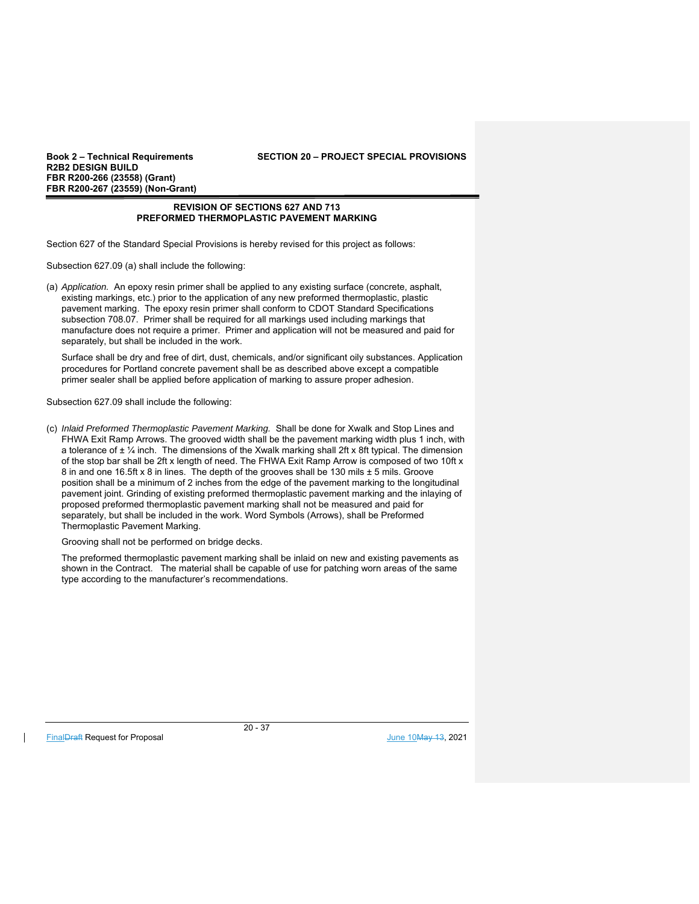## REVISION OF SECTIONS 627 AND 713
## PREFORMED THERMOPLASTIC PAVEMENT MARKING

Section 627 of the Standard Special Provisions is hereby revised for this project as follows:

Subsection 627.09 (a) shall include the following:

(a) *Application.* An epoxy resin primer shall be applied to any existing surface (concrete, asphalt, existing markings, etc.) prior to the application of any new preformed thermoplastic, plastic pavement marking. The epoxy resin primer shall conform to CDOT Standard Specifications subsection 708.07. Primer shall be required for all markings used including markings that manufacture does not require a primer. Primer and application will not be measured and paid for separately, but shall be included in the work.

   Surface shall be dry and free of dirt, dust, chemicals, and/or significant oily substances. Application procedures for Portland concrete pavement shall be as described above except a compatible primer sealer shall be applied before application of marking to assure proper adhesion.

Subsection 627.09 shall include the following:

(c) *Inlaid Preformed Thermoplastic Pavement Marking.* Shall be done for Xwalk and Stop Lines and FHWA Exit Ramp Arrows. The grooved width shall be the pavement marking width plus 1 inch, with a tolerance of ± ¼ inch. The dimensions of the Xwalk marking shall 2ft x 8ft typical. The dimension of the stop bar shall be 2ft x length of need. The FHWA Exit Ramp Arrow is composed of two 10ft x 8 in and one 16.5ft x 8 in lines. The depth of the grooves shall be 130 mils ± 5 mils. Groove position shall be a minimum of 2 inches from the edge of the pavement marking to the longitudinal pavement joint. Grinding of existing preformed thermoplastic pavement marking and the inlaying of proposed preformed thermoplastic pavement marking shall not be measured and paid for separately, but shall be included in the work. Word Symbols (Arrows), shall be Preformed Thermoplastic Pavement Marking.

   Grooving shall not be performed on bridge decks.

   The preformed thermoplastic pavement marking shall be inlaid on new and existing pavements as shown in the Contract. The material shall be capable of use for patching worn areas of the same type according to the manufacturer's recommendations.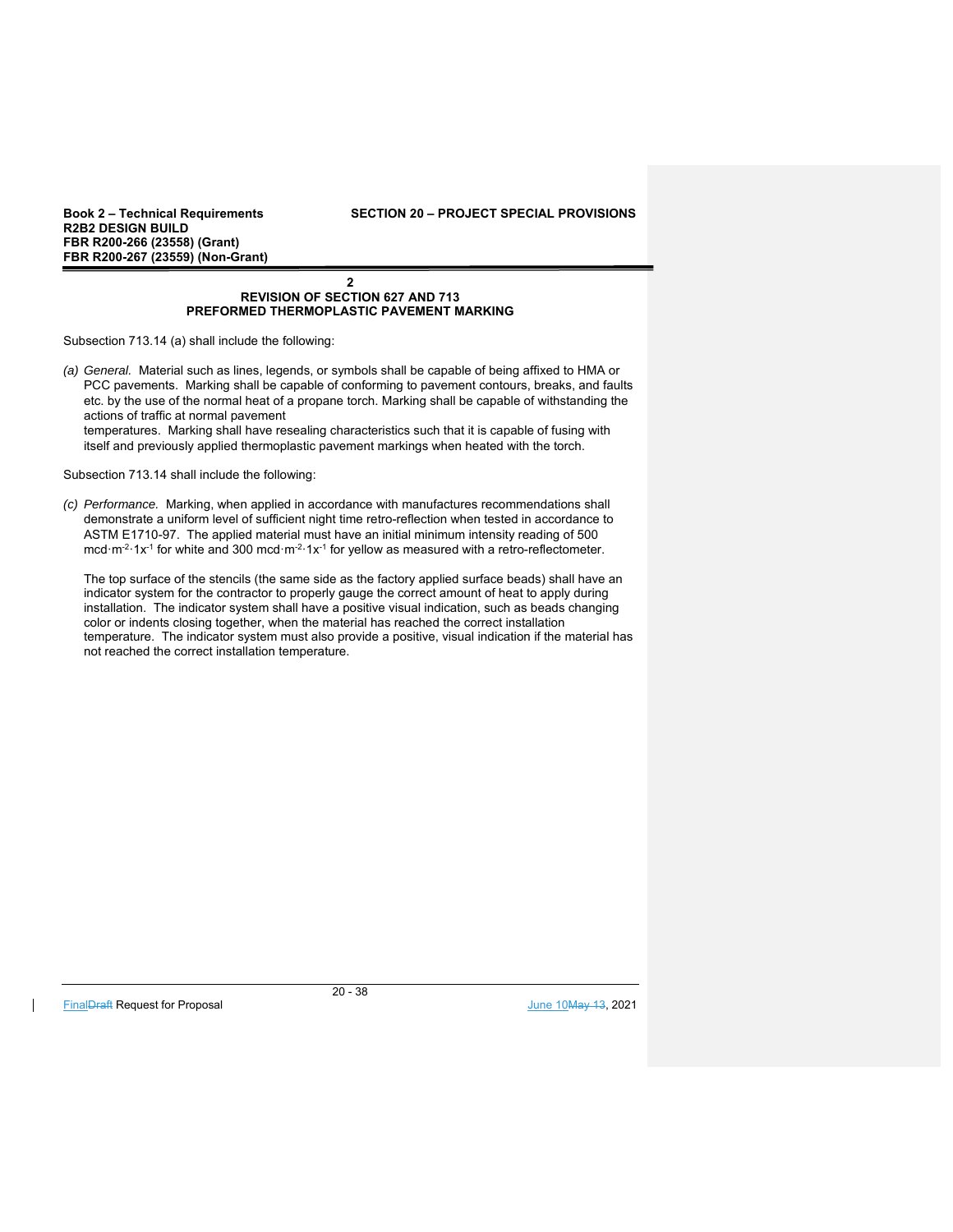## 2
## REVISION OF SECTION 627 AND 713
## PREFORMED THERMOPLASTIC PAVEMENT MARKING

Subsection 713.14 (a) shall include the following:

*(a) General.* Material such as lines, legends, or symbols shall be capable of being affixed to HMA or PCC pavements. Marking shall be capable of conforming to pavement contours, breaks, and faults etc. by the use of the normal heat of a propane torch. Marking shall be capable of withstanding the actions of traffic at normal pavement temperatures. Marking shall have resealing characteristics such that it is capable of fusing with itself and previously applied thermoplastic pavement markings when heated with the torch.

Subsection 713.14 shall include the following:

*(c) Performance.* Marking, when applied in accordance with manufactures recommendations shall demonstrate a uniform level of sufficient night time retro-reflection when tested in accordance to ASTM E1710-97. The applied material must have an initial minimum intensity reading of 500 $mcd \cdot m^{-2} \cdot 1x^{-1}$ for white and 300 $mcd \cdot m^{-2} \cdot 1x^{-1}$ for yellow as measured with a retro-reflectometer.

The top surface of the stencils (the same side as the factory applied surface beads) shall have an indicator system for the contractor to properly gauge the correct amount of heat to apply during installation. The indicator system shall have a positive visual indication, such as beads changing color or indents closing together, when the material has reached the correct installation temperature. The indicator system must also provide a positive, visual indication if the material has not reached the correct installation temperature.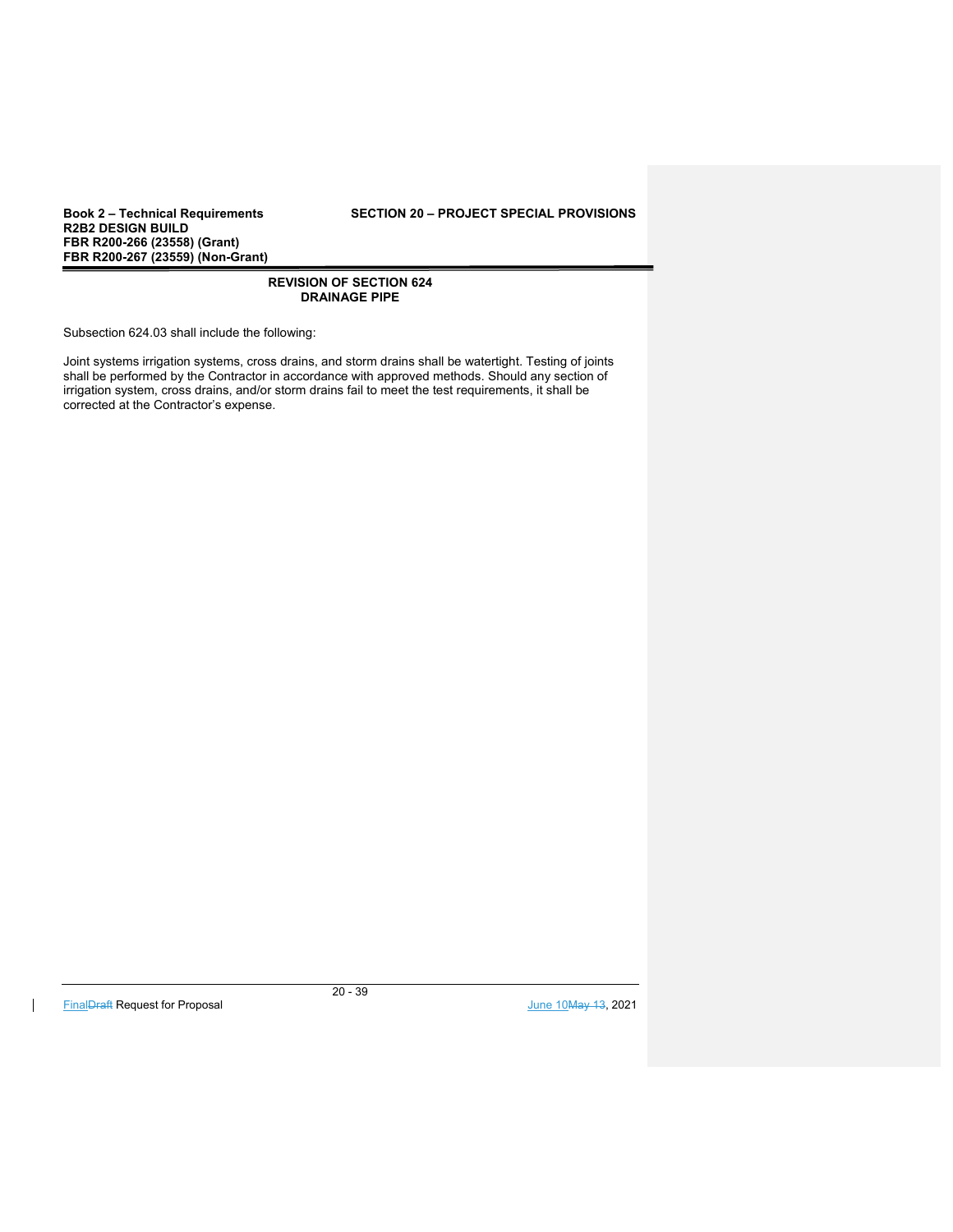## REVISION OF SECTION 624
## DRAINAGE PIPE

Subsection 624.03 shall include the following:

Joint systems irrigation systems, cross drains, and storm drains shall be watertight. Testing of joints shall be performed by the Contractor in accordance with approved methods. Should any section of irrigation system, cross drains, and/or storm drains fail to meet the test requirements, it shall be corrected at the Contractor's expense.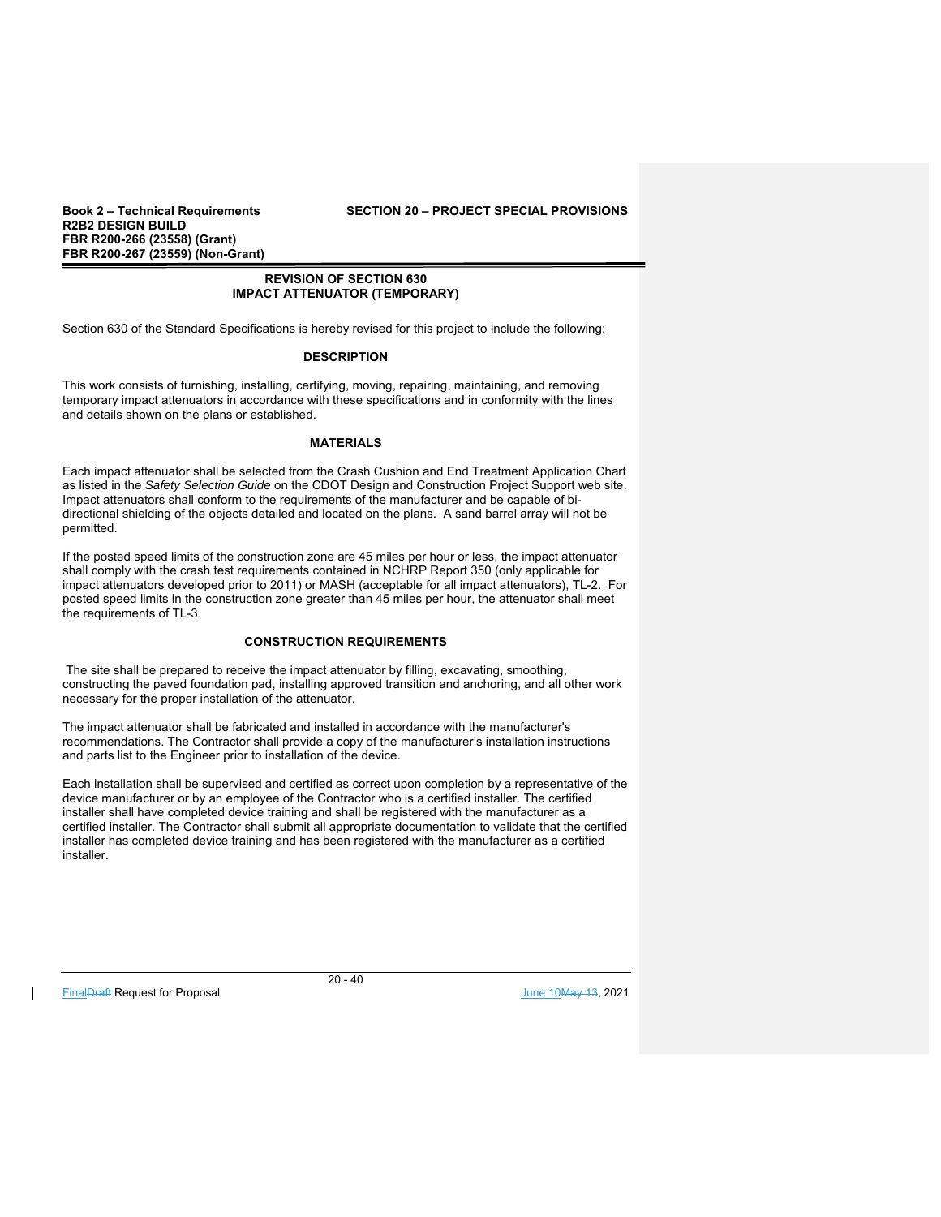## REVISION OF SECTION 630
## IMPACT ATTENUATOR (TEMPORARY)

Section 630 of the Standard Specifications is hereby revised for this project to include the following:

### DESCRIPTION

This work consists of furnishing, installing, certifying, moving, repairing, maintaining, and removing temporary impact attenuators in accordance with these specifications and in conformity with the lines and details shown on the plans or established.

### MATERIALS

Each impact attenuator shall be selected from the Crash Cushion and End Treatment Application Chart as listed in the *Safety Selection Guide* on the CDOT Design and Construction Project Support web site. Impact attenuators shall conform to the requirements of the manufacturer and be capable of bi-directional shielding of the objects detailed and located on the plans. A sand barrel array will not be permitted.

If the posted speed limits of the construction zone are 45 miles per hour or less, the impact attenuator shall comply with the crash test requirements contained in NCHRP Report 350 (only applicable for impact attenuators developed prior to 2011) or MASH (acceptable for all impact attenuators), TL-2. For posted speed limits in the construction zone greater than 45 miles per hour, the attenuator shall meet the requirements of TL-3.

### CONSTRUCTION REQUIREMENTS

The site shall be prepared to receive the impact attenuator by filling, excavating, smoothing, constructing the paved foundation pad, installing approved transition and anchoring, and all other work necessary for the proper installation of the attenuator.

The impact attenuator shall be fabricated and installed in accordance with the manufacturer's recommendations. The Contractor shall provide a copy of the manufacturer's installation instructions and parts list to the Engineer prior to installation of the device.

Each installation shall be supervised and certified as correct upon completion by a representative of the device manufacturer or by an employee of the Contractor who is a certified installer. The certified installer shall have completed device training and shall be registered with the manufacturer as a certified installer. The Contractor shall submit all appropriate documentation to validate that the certified installer has completed device training and has been registered with the manufacturer as a certified installer.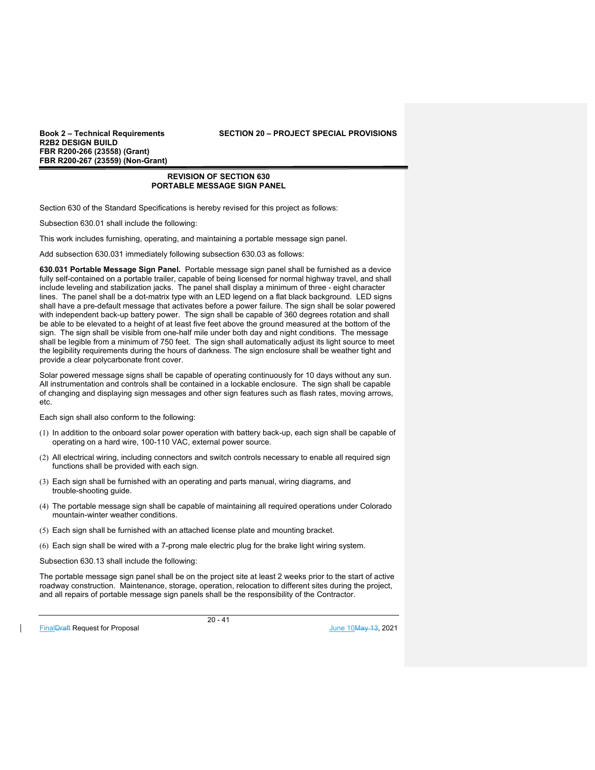## REVISION OF SECTION 630
## PORTABLE MESSAGE SIGN PANEL

Section 630 of the Standard Specifications is hereby revised for this project as follows:

Subsection 630.01 shall include the following:

This work includes furnishing, operating, and maintaining a portable message sign panel.

Add subsection 630.031 immediately following subsection 630.03 as follows:

**630.031 Portable Message Sign Panel.** Portable message sign panel shall be furnished as a device fully self-contained on a portable trailer, capable of being licensed for normal highway travel, and shall include leveling and stabilization jacks. The panel shall display a minimum of three - eight character lines. The panel shall be a dot-matrix type with an LED legend on a flat black background. LED signs shall have a pre-default message that activates before a power failure. The sign shall be solar powered with independent back-up battery power. The sign shall be capable of 360 degrees rotation and shall be able to be elevated to a height of at least five feet above the ground measured at the bottom of the sign. The sign shall be visible from one-half mile under both day and night conditions. The message shall be legible from a minimum of 750 feet. The sign shall automatically adjust its light source to meet the legibility requirements during the hours of darkness. The sign enclosure shall be weather tight and provide a clear polycarbonate front cover.

Solar powered message signs shall be capable of operating continuously for 10 days without any sun. All instrumentation and controls shall be contained in a lockable enclosure. The sign shall be capable of changing and displaying sign messages and other sign features such as flash rates, moving arrows, etc.

Each sign shall also conform to the following:

(1) In addition to the onboard solar power operation with battery back-up, each sign shall be capable of operating on a hard wire, 100-110 VAC, external power source.

(2) All electrical wiring, including connectors and switch controls necessary to enable all required sign functions shall be provided with each sign.

(3) Each sign shall be furnished with an operating and parts manual, wiring diagrams, and trouble-shooting guide.

(4) The portable message sign shall be capable of maintaining all required operations under Colorado mountain-winter weather conditions.

(5) Each sign shall be furnished with an attached license plate and mounting bracket.

(6) Each sign shall be wired with a 7-prong male electric plug for the brake light wiring system.

Subsection 630.13 shall include the following:

The portable message sign panel shall be on the project site at least 2 weeks prior to the start of active roadway construction. Maintenance, storage, operation, relocation to different sites during the project, and all repairs of portable message sign panels shall be the responsibility of the Contractor.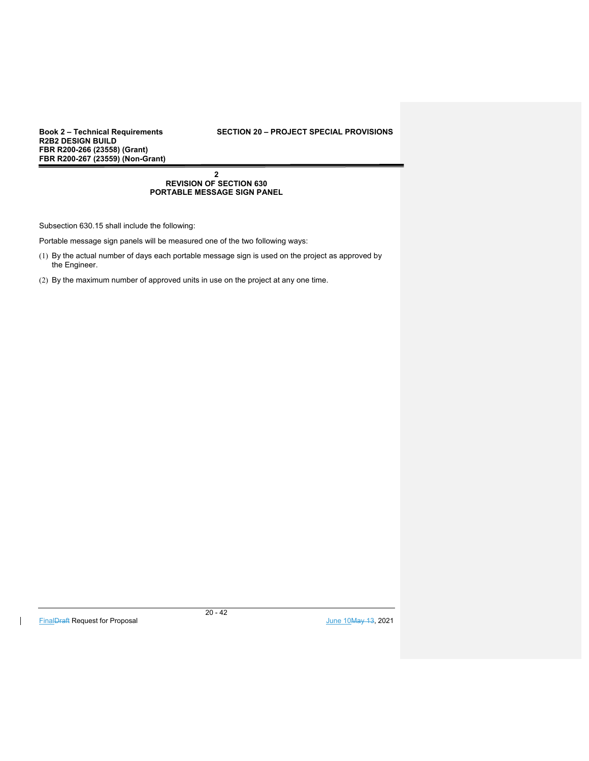## 2
## REVISION OF SECTION 630
## PORTABLE MESSAGE SIGN PANEL

Subsection 630.15 shall include the following:

Portable message sign panels will be measured one of the two following ways:

(1) By the actual number of days each portable message sign is used on the project as approved by the Engineer.

(2) By the maximum number of approved units in use on the project at any one time.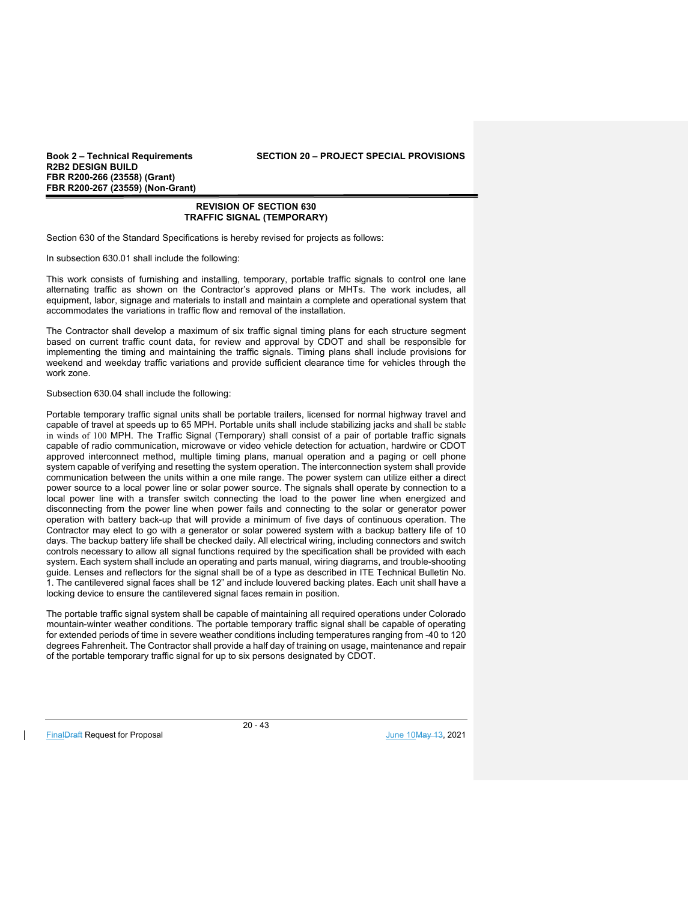## REVISION OF SECTION 630
## TRAFFIC SIGNAL (TEMPORARY)

Section 630 of the Standard Specifications is hereby revised for projects as follows:

In subsection 630.01 shall include the following:

This work consists of furnishing and installing, temporary, portable traffic signals to control one lane alternating traffic as shown on the Contractor's approved plans or MHTs. The work includes, all equipment, labor, signage and materials to install and maintain a complete and operational system that accommodates the variations in traffic flow and removal of the installation.

The Contractor shall develop a maximum of six traffic signal timing plans for each structure segment based on current traffic count data, for review and approval by CDOT and shall be responsible for implementing the timing and maintaining the traffic signals. Timing plans shall include provisions for weekend and weekday traffic variations and provide sufficient clearance time for vehicles through the work zone.

Subsection 630.04 shall include the following:

Portable temporary traffic signal units shall be portable trailers, licensed for normal highway travel and capable of travel at speeds up to 65 MPH. Portable units shall include stabilizing jacks and shall be stable in winds of 100 MPH. The Traffic Signal (Temporary) shall consist of a pair of portable traffic signals capable of radio communication, microwave or video vehicle detection for actuation, hardwire or CDOT approved interconnect method, multiple timing plans, manual operation and a paging or cell phone system capable of verifying and resetting the system operation. The interconnection system shall provide communication between the units within a one mile range. The power system can utilize either a direct power source to a local power line or solar power source. The signals shall operate by connection to a local power line with a transfer switch connecting the load to the power line when energized and disconnecting from the power line when power fails and connecting to the solar or generator power operation with battery back-up that will provide a minimum of five days of continuous operation. The Contractor may elect to go with a generator or solar powered system with a backup battery life of 10 days. The backup battery life shall be checked daily. All electrical wiring, including connectors and switch controls necessary to allow all signal functions required by the specification shall be provided with each system. Each system shall include an operating and parts manual, wiring diagrams, and trouble-shooting guide. Lenses and reflectors for the signal shall be of a type as described in ITE Technical Bulletin No. 1. The cantilevered signal faces shall be 12" and include louvered backing plates. Each unit shall have a locking device to ensure the cantilevered signal faces remain in position.

The portable traffic signal system shall be capable of maintaining all required operations under Colorado mountain-winter weather conditions. The portable temporary traffic signal shall be capable of operating for extended periods of time in severe weather conditions including temperatures ranging from -40 to 120 degrees Fahrenheit. The Contractor shall provide a half day of training on usage, maintenance and repair of the portable temporary traffic signal for up to six persons designated by CDOT.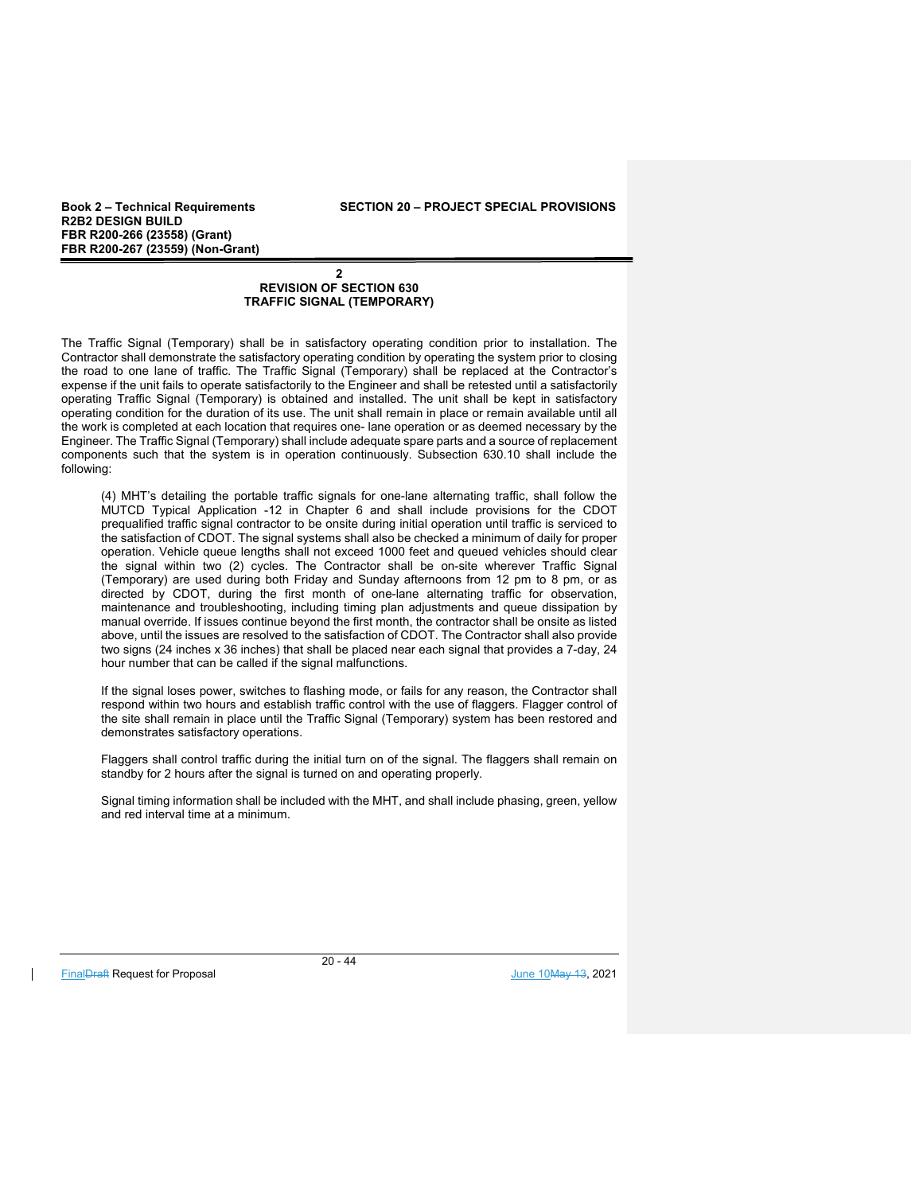## 2
## REVISION OF SECTION 630
## TRAFFIC SIGNAL (TEMPORARY)

The Traffic Signal (Temporary) shall be in satisfactory operating condition prior to installation. The Contractor shall demonstrate the satisfactory operating condition by operating the system prior to closing the road to one lane of traffic. The Traffic Signal (Temporary) shall be replaced at the Contractor's expense if the unit fails to operate satisfactorily to the Engineer and shall be retested until a satisfactorily operating Traffic Signal (Temporary) is obtained and installed. The unit shall be kept in satisfactory operating condition for the duration of its use. The unit shall remain in place or remain available until all the work is completed at each location that requires one- lane operation or as deemed necessary by the Engineer. The Traffic Signal (Temporary) shall include adequate spare parts and a source of replacement components such that the system is in operation continuously. Subsection 630.10 shall include the following:

(4) MHT's detailing the portable traffic signals for one-lane alternating traffic, shall follow the MUTCD Typical Application -12 in Chapter 6 and shall include provisions for the CDOT prequalified traffic signal contractor to be onsite during initial operation until traffic is serviced to the satisfaction of CDOT. The signal systems shall also be checked a minimum of daily for proper operation. Vehicle queue lengths shall not exceed 1000 feet and queued vehicles should clear the signal within two (2) cycles. The Contractor shall be on-site wherever Traffic Signal (Temporary) are used during both Friday and Sunday afternoons from 12 pm to 8 pm, or as directed by CDOT, during the first month of one-lane alternating traffic for observation, maintenance and troubleshooting, including timing plan adjustments and queue dissipation by manual override. If issues continue beyond the first month, the contractor shall be onsite as listed above, until the issues are resolved to the satisfaction of CDOT. The Contractor shall also provide two signs (24 inches x 36 inches) that shall be placed near each signal that provides a 7-day, 24 hour number that can be called if the signal malfunctions.

If the signal loses power, switches to flashing mode, or fails for any reason, the Contractor shall respond within two hours and establish traffic control with the use of flaggers. Flagger control of the site shall remain in place until the Traffic Signal (Temporary) system has been restored and demonstrates satisfactory operations.

Flaggers shall control traffic during the initial turn on of the signal. The flaggers shall remain on standby for 2 hours after the signal is turned on and operating properly.

Signal timing information shall be included with the MHT, and shall include phasing, green, yellow and red interval time at a minimum.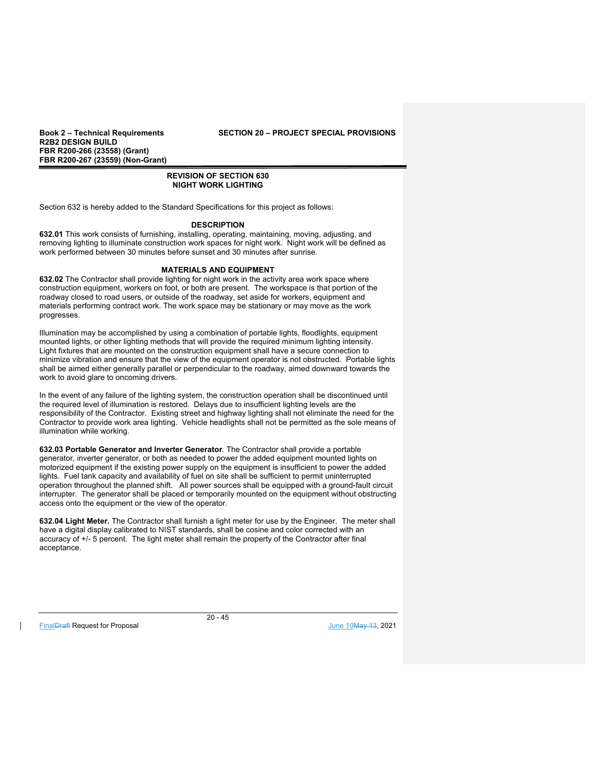## REVISION OF SECTION 630
## NIGHT WORK LIGHTING

Section 632 is hereby added to the Standard Specifications for this project as follows:

### DESCRIPTION

**632.01** This work consists of furnishing, installing, operating, maintaining, moving, adjusting, and removing lighting to illuminate construction work spaces for night work. Night work will be defined as work performed between 30 minutes before sunset and 30 minutes after sunrise.

### MATERIALS AND EQUIPMENT

**632.02** The Contractor shall provide lighting for night work in the activity area work space where construction equipment, workers on foot, or both are present. The workspace is that portion of the roadway closed to road users, or outside of the roadway, set aside for workers, equipment and materials performing contract work. The work space may be stationary or may move as the work progresses.

Illumination may be accomplished by using a combination of portable lights, floodlights, equipment mounted lights, or other lighting methods that will provide the required minimum lighting intensity. Light fixtures that are mounted on the construction equipment shall have a secure connection to minimize vibration and ensure that the view of the equipment operator is not obstructed. Portable lights shall be aimed either generally parallel or perpendicular to the roadway, aimed downward towards the work to avoid glare to oncoming drivers.

In the event of any failure of the lighting system, the construction operation shall be discontinued until the required level of illumination is restored. Delays due to insufficient lighting levels are the responsibility of the Contractor. Existing street and highway lighting shall not eliminate the need for the Contractor to provide work area lighting. Vehicle headlights shall not be permitted as the sole means of illumination while working.

**632.03 Portable Generator and Inverter Generator**. The Contractor shall provide a portable generator, inverter generator, or both as needed to power the added equipment mounted lights on motorized equipment if the existing power supply on the equipment is insufficient to power the added lights. Fuel tank capacity and availability of fuel on site shall be sufficient to permit uninterrupted operation throughout the planned shift. All power sources shall be equipped with a ground-fault circuit interrupter. The generator shall be placed or temporarily mounted on the equipment without obstructing access onto the equipment or the view of the operator.

**632.04 Light Meter.** The Contractor shall furnish a light meter for use by the Engineer. The meter shall have a digital display calibrated to NIST standards, shall be cosine and color corrected with an accuracy of +/- 5 percent. The light meter shall remain the property of the Contractor after final acceptance.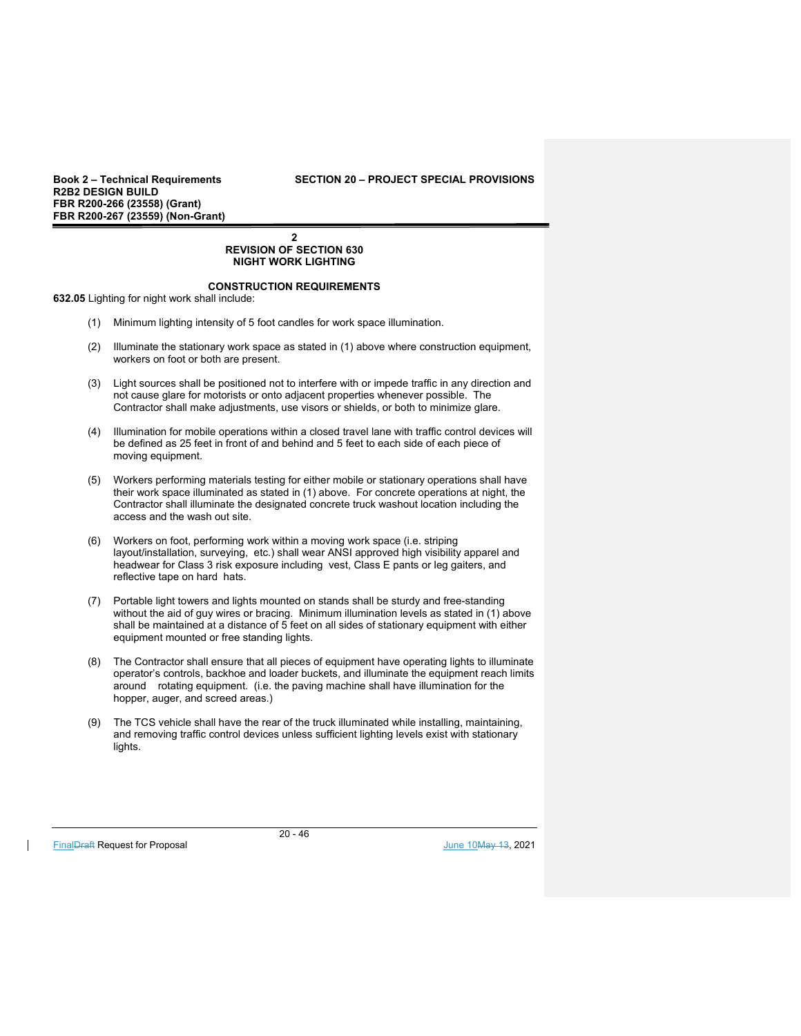## 2
## REVISION OF SECTION 630
## NIGHT WORK LIGHTING

### CONSTRUCTION REQUIREMENTS

**632.05** Lighting for night work shall include:

(1) Minimum lighting intensity of 5 foot candles for work space illumination.

(2) Illuminate the stationary work space as stated in (1) above where construction equipment, workers on foot or both are present.

(3) Light sources shall be positioned not to interfere with or impede traffic in any direction and not cause glare for motorists or onto adjacent properties whenever possible. The Contractor shall make adjustments, use visors or shields, or both to minimize glare.

(4) Illumination for mobile operations within a closed travel lane with traffic control devices will be defined as 25 feet in front of and behind and 5 feet to each side of each piece of moving equipment.

(5) Workers performing materials testing for either mobile or stationary operations shall have their work space illuminated as stated in (1) above. For concrete operations at night, the Contractor shall illuminate the designated concrete truck washout location including the access and the wash out site.

(6) Workers on foot, performing work within a moving work space (i.e. striping layout/installation, surveying, etc.) shall wear ANSI approved high visibility apparel and headwear for Class 3 risk exposure including vest, Class E pants or leg gaiters, and reflective tape on hard hats.

(7) Portable light towers and lights mounted on stands shall be sturdy and free-standing without the aid of guy wires or bracing. Minimum illumination levels as stated in (1) above shall be maintained at a distance of 5 feet on all sides of stationary equipment with either equipment mounted or free standing lights.

(8) The Contractor shall ensure that all pieces of equipment have operating lights to illuminate operator's controls, backhoe and loader buckets, and illuminate the equipment reach limits around rotating equipment. (i.e. the paving machine shall have illumination for the hopper, auger, and screed areas.)

(9) The TCS vehicle shall have the rear of the truck illuminated while installing, maintaining, and removing traffic control devices unless sufficient lighting levels exist with stationary lights.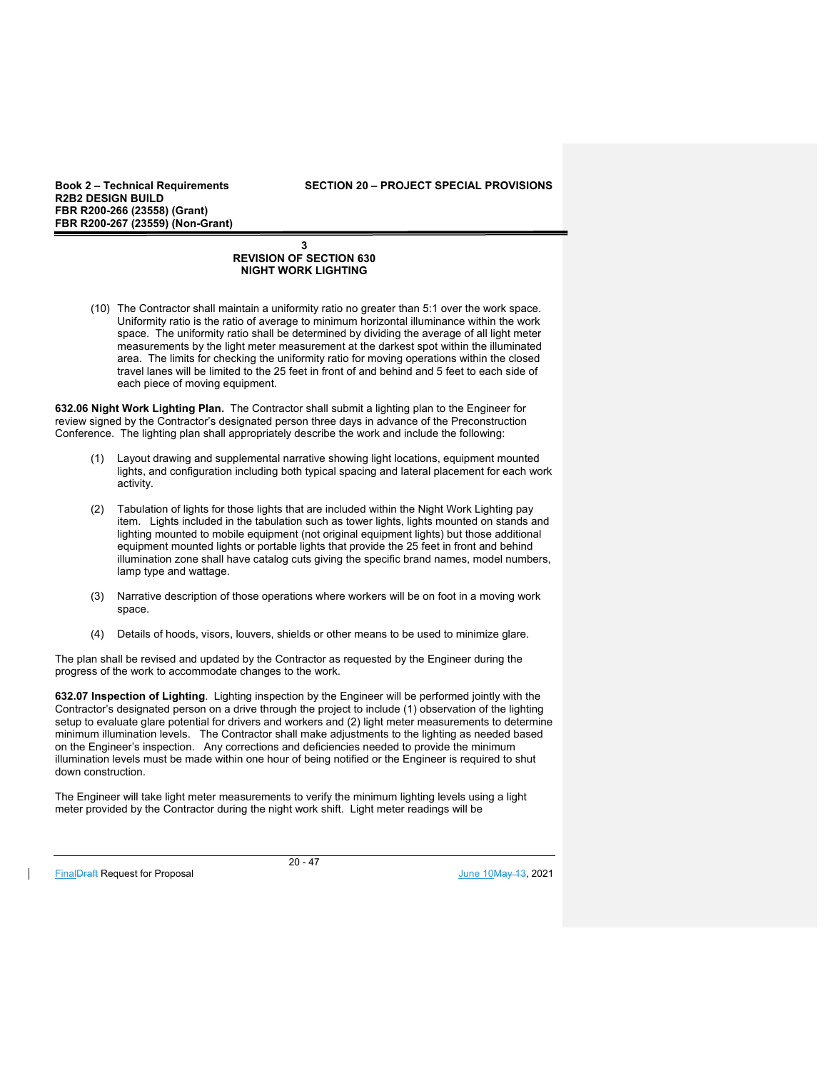**3**
**REVISION OF SECTION 630**
**NIGHT WORK LIGHTING**

(10) The Contractor shall maintain a uniformity ratio no greater than 5:1 over the work space. Uniformity ratio is the ratio of average to minimum horizontal illuminance within the work space. The uniformity ratio shall be determined by dividing the average of all light meter measurements by the light meter measurement at the darkest spot within the illuminated area. The limits for checking the uniformity ratio for moving operations within the closed travel lanes will be limited to the 25 feet in front of and behind and 5 feet to each side of each piece of moving equipment.

**632.06 Night Work Lighting Plan.** The Contractor shall submit a lighting plan to the Engineer for review signed by the Contractor's designated person three days in advance of the Preconstruction Conference. The lighting plan shall appropriately describe the work and include the following:

(1) Layout drawing and supplemental narrative showing light locations, equipment mounted lights, and configuration including both typical spacing and lateral placement for each work activity.

(2) Tabulation of lights for those lights that are included within the Night Work Lighting pay item. Lights included in the tabulation such as tower lights, lights mounted on stands and lighting mounted to mobile equipment (not original equipment lights) but those additional equipment mounted lights or portable lights that provide the 25 feet in front and behind illumination zone shall have catalog cuts giving the specific brand names, model numbers, lamp type and wattage.

(3) Narrative description of those operations where workers will be on foot in a moving work space.

(4) Details of hoods, visors, louvers, shields or other means to be used to minimize glare.

The plan shall be revised and updated by the Contractor as requested by the Engineer during the progress of the work to accommodate changes to the work.

**632.07 Inspection of Lighting**. Lighting inspection by the Engineer will be performed jointly with the Contractor's designated person on a drive through the project to include (1) observation of the lighting setup to evaluate glare potential for drivers and workers and (2) light meter measurements to determine minimum illumination levels. The Contractor shall make adjustments to the lighting as needed based on the Engineer's inspection. Any corrections and deficiencies needed to provide the minimum illumination levels must be made within one hour of being notified or the Engineer is required to shut down construction.

The Engineer will take light meter measurements to verify the minimum lighting levels using a light meter provided by the Contractor during the night work shift. Light meter readings will be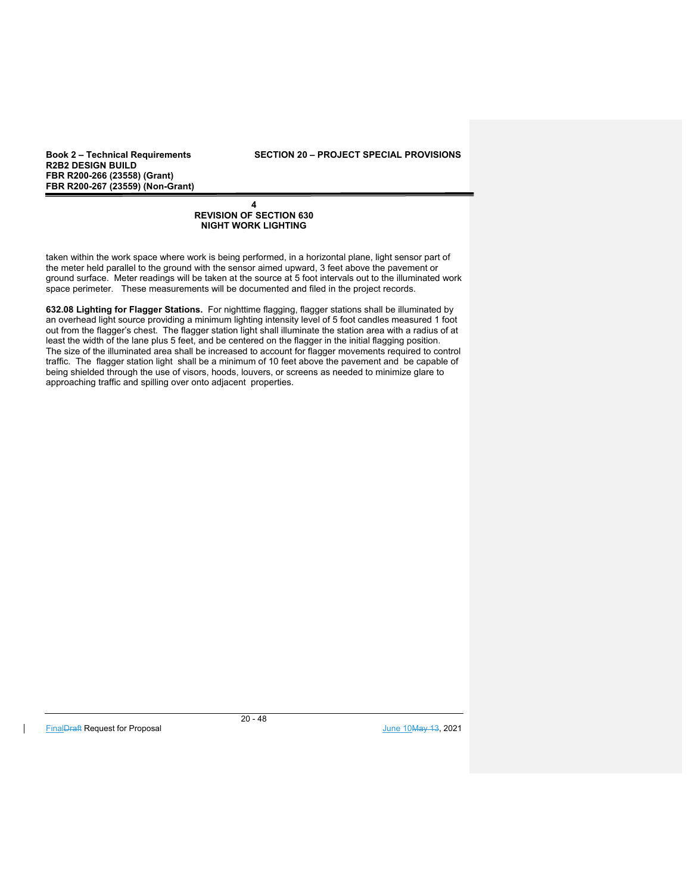taken within the work space where work is being performed, in a horizontal plane, light sensor part of the meter held parallel to the ground with the sensor aimed upward, 3 feet above the pavement or ground surface. Meter readings will be taken at the source at 5 foot intervals out to the illuminated work space perimeter. These measurements will be documented and filed in the project records.

**632.08 Lighting for Flagger Stations.** For nighttime flagging, flagger stations shall be illuminated by an overhead light source providing a minimum lighting intensity level of 5 foot candles measured 1 foot out from the flagger's chest. The flagger station light shall illuminate the station area with a radius of at least the width of the lane plus 5 feet, and be centered on the flagger in the initial flagging position. The size of the illuminated area shall be increased to account for flagger movements required to control traffic. The flagger station light shall be a minimum of 10 feet above the pavement and be capable of being shielded through the use of visors, hoods, louvers, or screens as needed to minimize glare to approaching traffic and spilling over onto adjacent properties.